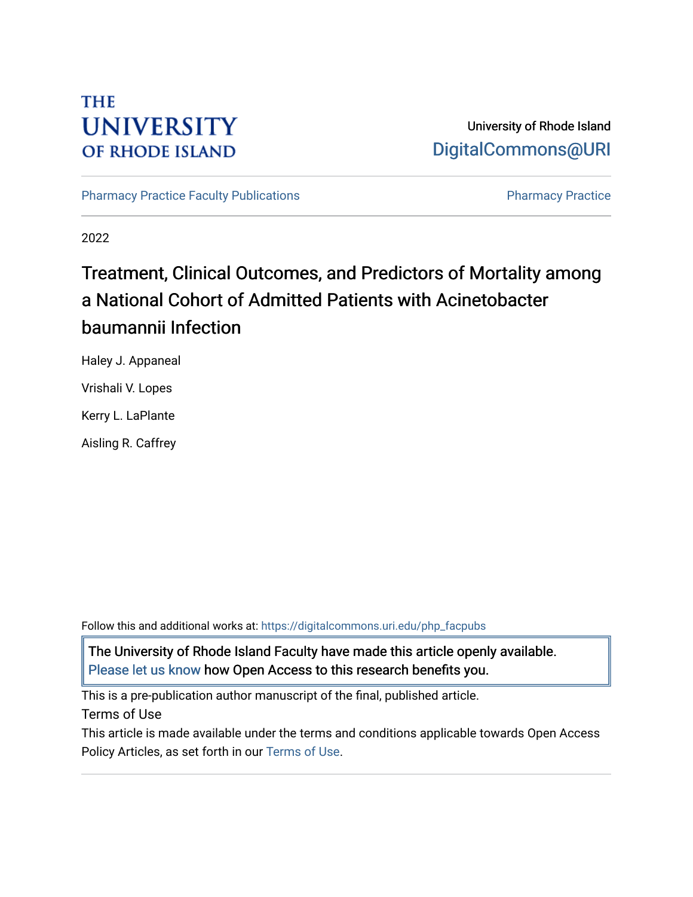THE UNIVERSITY OF RHODE ISLAND

University of Rhode Island
DigitalCommons@URI

Pharmacy Practice Faculty Publications

Pharmacy Practice

2022

# Treatment, Clinical Outcomes, and Predictors of Mortality among a National Cohort of Admitted Patients with Acinetobacter baumannii Infection

Haley J. Appaneal

Vrishali V. Lopes

Kerry L. LaPlante

Aisling R. Caffrey

Follow this and additional works at: https://digitalcommons.uri.edu/php_facpubs

The University of Rhode Island Faculty have made this article openly available. Please let us know how Open Access to this research benefits you.

This is a pre-publication author manuscript of the final, published article.

Terms of Use

This article is made available under the terms and conditions applicable towards Open Access Policy Articles, as set forth in our Terms of Use.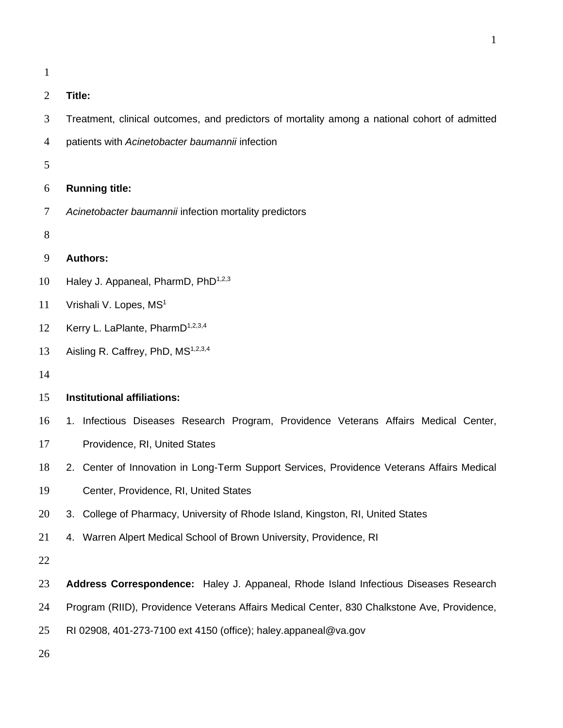**Title:**

Treatment, clinical outcomes, and predictors of mortality among a national cohort of admitted patients with *Acinetobacter baumannii* infection

**Running title:**

*Acinetobacter baumannii* infection mortality predictors

**Authors:**

Haley J. Appaneal, PharmD, PhD[1,2,3]

Vrishali V. Lopes, MS[1]

Kerry L. LaPlante, PharmD[1,2,3,4]

Aisling R. Caffrey, PhD, MS[1,2,3,4]

**Institutional affiliations:**

1. Infectious Diseases Research Program, Providence Veterans Affairs Medical Center, Providence, RI, United States
2. Center of Innovation in Long-Term Support Services, Providence Veterans Affairs Medical Center, Providence, RI, United States
3. College of Pharmacy, University of Rhode Island, Kingston, RI, United States
4. Warren Alpert Medical School of Brown University, Providence, RI

**Address Correspondence:** Haley J. Appaneal, Rhode Island Infectious Diseases Research Program (RIID), Providence Veterans Affairs Medical Center, 830 Chalkstone Ave, Providence, RI 02908, 401-273-7100 ext 4150 (office); haley.appaneal@va.gov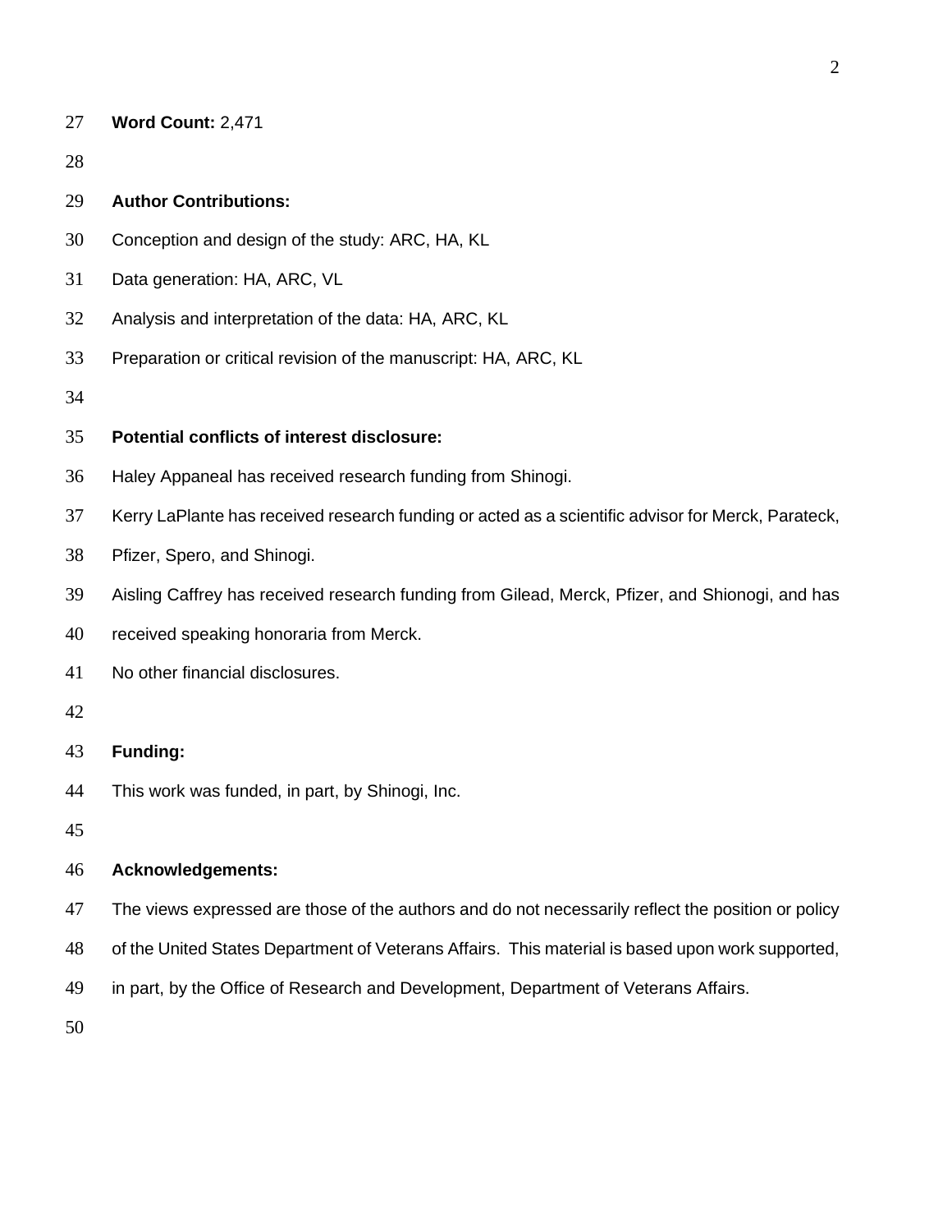**Word Count:** 2,471

**Author Contributions:**

Conception and design of the study: ARC, HA, KL

Data generation: HA, ARC, VL

Analysis and interpretation of the data: HA, ARC, KL

Preparation or critical revision of the manuscript: HA, ARC, KL

**Potential conflicts of interest disclosure:**

Haley Appaneal has received research funding from Shinogi.

Kerry LaPlante has received research funding or acted as a scientific advisor for Merck, Parateck, Pfizer, Spero, and Shinogi.

Aisling Caffrey has received research funding from Gilead, Merck, Pfizer, and Shionogi, and has received speaking honoraria from Merck.

No other financial disclosures.

**Funding:**

This work was funded, in part, by Shinogi, Inc.

**Acknowledgements:**

The views expressed are those of the authors and do not necessarily reflect the position or policy of the United States Department of Veterans Affairs. This material is based upon work supported, in part, by the Office of Research and Development, Department of Veterans Affairs.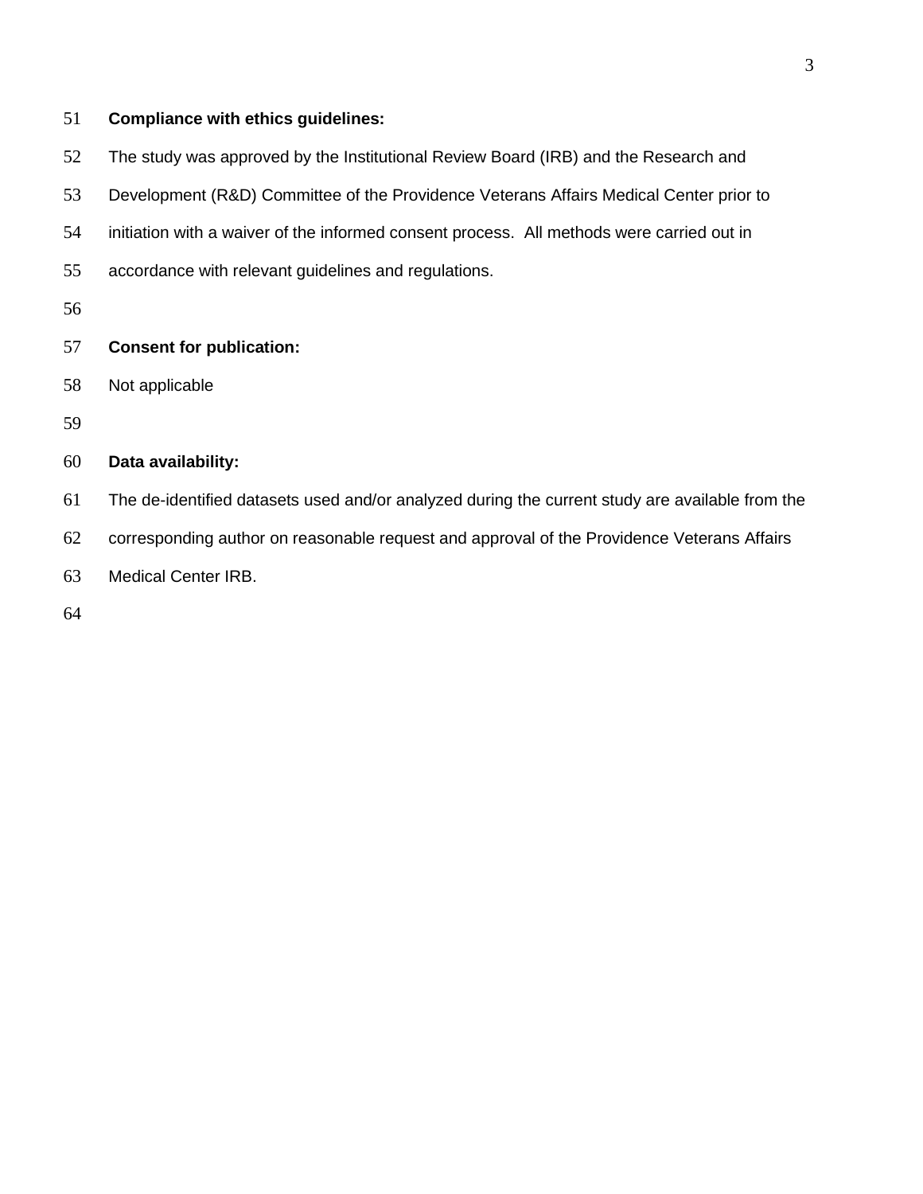**Compliance with ethics guidelines:**

The study was approved by the Institutional Review Board (IRB) and the Research and Development (R&D) Committee of the Providence Veterans Affairs Medical Center prior to initiation with a waiver of the informed consent process. All methods were carried out in accordance with relevant guidelines and regulations.

**Consent for publication:**

Not applicable

**Data availability:**

The de-identified datasets used and/or analyzed during the current study are available from the corresponding author on reasonable request and approval of the Providence Veterans Affairs Medical Center IRB.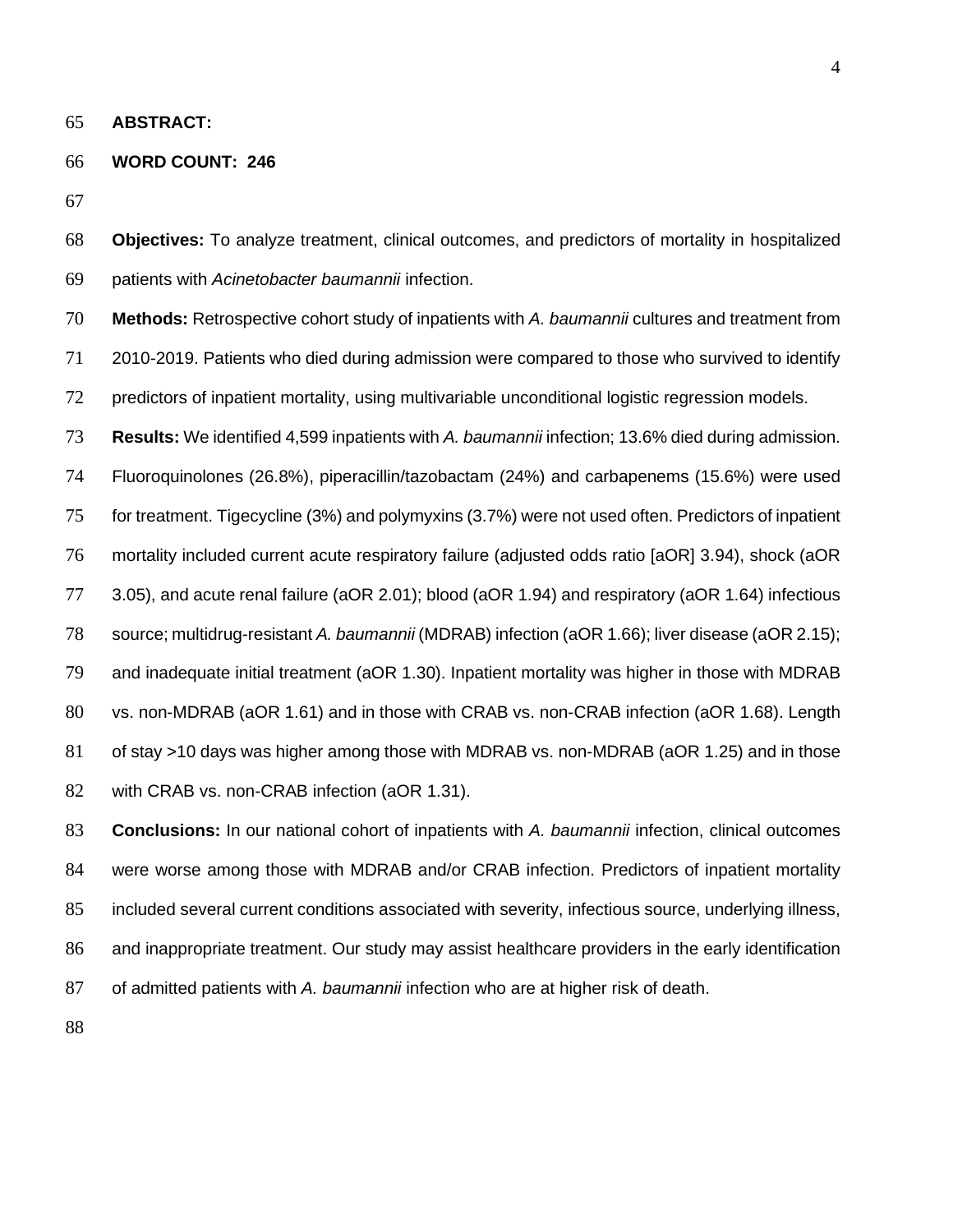**ABSTRACT:**

**WORD COUNT: 246**

**Objectives:** To analyze treatment, clinical outcomes, and predictors of mortality in hospitalized patients with *Acinetobacter baumannii* infection.

**Methods:** Retrospective cohort study of inpatients with *A. baumannii* cultures and treatment from 2010-2019. Patients who died during admission were compared to those who survived to identify predictors of inpatient mortality, using multivariable unconditional logistic regression models.

**Results:** We identified 4,599 inpatients with *A. baumannii* infection; 13.6% died during admission. Fluoroquinolones (26.8%), piperacillin/tazobactam (24%) and carbapenems (15.6%) were used for treatment. Tigecycline (3%) and polymyxins (3.7%) were not used often. Predictors of inpatient mortality included current acute respiratory failure (adjusted odds ratio [aOR] 3.94), shock (aOR 3.05), and acute renal failure (aOR 2.01); blood (aOR 1.94) and respiratory (aOR 1.64) infectious source; multidrug-resistant *A. baumannii* (MDRAB) infection (aOR 1.66); liver disease (aOR 2.15); and inadequate initial treatment (aOR 1.30). Inpatient mortality was higher in those with MDRAB vs. non-MDRAB (aOR 1.61) and in those with CRAB vs. non-CRAB infection (aOR 1.68). Length of stay >10 days was higher among those with MDRAB vs. non-MDRAB (aOR 1.25) and in those with CRAB vs. non-CRAB infection (aOR 1.31).

**Conclusions:** In our national cohort of inpatients with *A. baumannii* infection, clinical outcomes were worse among those with MDRAB and/or CRAB infection. Predictors of inpatient mortality included several current conditions associated with severity, infectious source, underlying illness, and inappropriate treatment. Our study may assist healthcare providers in the early identification of admitted patients with *A. baumannii* infection who are at higher risk of death.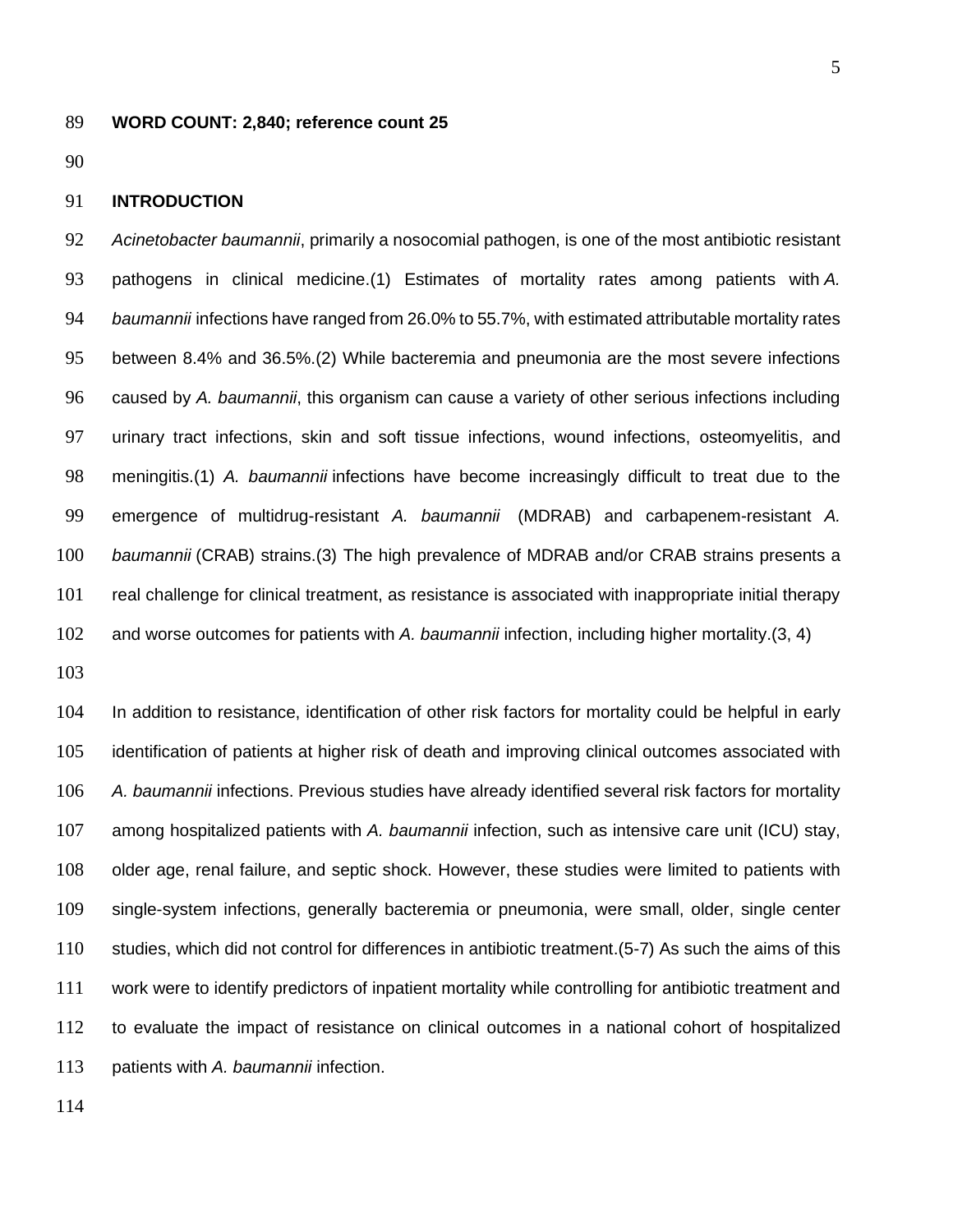**WORD COUNT: 2,840; reference count 25**

## INTRODUCTION

*Acinetobacter baumannii*, primarily a nosocomial pathogen, is one of the most antibiotic resistant pathogens in clinical medicine.(1) Estimates of mortality rates among patients with *A. baumannii* infections have ranged from 26.0% to 55.7%, with estimated attributable mortality rates between 8.4% and 36.5%.(2) While bacteremia and pneumonia are the most severe infections caused by *A. baumannii*, this organism can cause a variety of other serious infections including urinary tract infections, skin and soft tissue infections, wound infections, osteomyelitis, and meningitis.(1) *A. baumannii* infections have become increasingly difficult to treat due to the emergence of multidrug-resistant *A. baumannii* (MDRAB) and carbapenem-resistant *A. baumannii* (CRAB) strains.(3) The high prevalence of MDRAB and/or CRAB strains presents a real challenge for clinical treatment, as resistance is associated with inappropriate initial therapy and worse outcomes for patients with *A. baumannii* infection, including higher mortality.(3, 4)

In addition to resistance, identification of other risk factors for mortality could be helpful in early identification of patients at higher risk of death and improving clinical outcomes associated with *A. baumannii* infections. Previous studies have already identified several risk factors for mortality among hospitalized patients with *A. baumannii* infection, such as intensive care unit (ICU) stay, older age, renal failure, and septic shock. However, these studies were limited to patients with single-system infections, generally bacteremia or pneumonia, were small, older, single center studies, which did not control for differences in antibiotic treatment.(5-7) As such the aims of this work were to identify predictors of inpatient mortality while controlling for antibiotic treatment and to evaluate the impact of resistance on clinical outcomes in a national cohort of hospitalized patients with *A. baumannii* infection.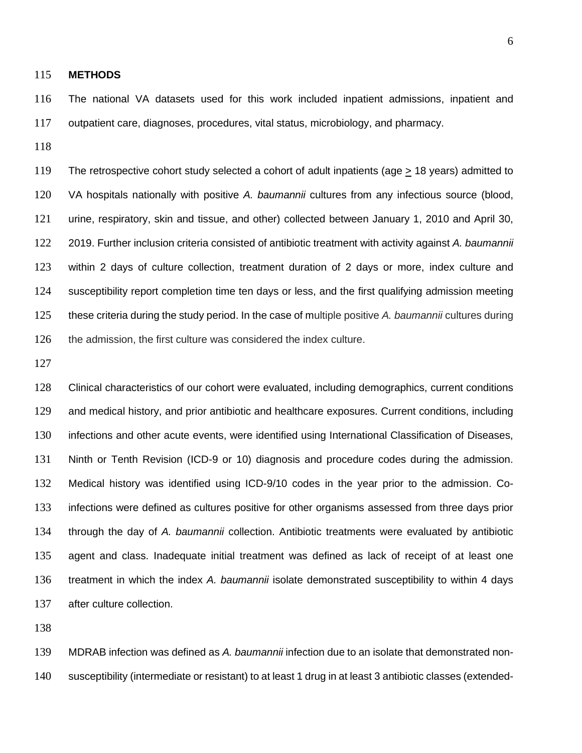## METHODS

The national VA datasets used for this work included inpatient admissions, inpatient and outpatient care, diagnoses, procedures, vital status, microbiology, and pharmacy.

The retrospective cohort study selected a cohort of adult inpatients (age $\geq$ 18 years) admitted to VA hospitals nationally with positive *A. baumannii* cultures from any infectious source (blood, urine, respiratory, skin and tissue, and other) collected between January 1, 2010 and April 30, 2019. Further inclusion criteria consisted of antibiotic treatment with activity against *A. baumannii* within 2 days of culture collection, treatment duration of 2 days or more, index culture and susceptibility report completion time ten days or less, and the first qualifying admission meeting these criteria during the study period. In the case of multiple positive *A. baumannii* cultures during the admission, the first culture was considered the index culture.

Clinical characteristics of our cohort were evaluated, including demographics, current conditions and medical history, and prior antibiotic and healthcare exposures. Current conditions, including infections and other acute events, were identified using International Classification of Diseases, Ninth or Tenth Revision (ICD-9 or 10) diagnosis and procedure codes during the admission. Medical history was identified using ICD-9/10 codes in the year prior to the admission. Co-infections were defined as cultures positive for other organisms assessed from three days prior through the day of *A. baumannii* collection. Antibiotic treatments were evaluated by antibiotic agent and class. Inadequate initial treatment was defined as lack of receipt of at least one treatment in which the index *A. baumannii* isolate demonstrated susceptibility to within 4 days after culture collection.

MDRAB infection was defined as *A. baumannii* infection due to an isolate that demonstrated non-susceptibility (intermediate or resistant) to at least 1 drug in at least 3 antibiotic classes (extended-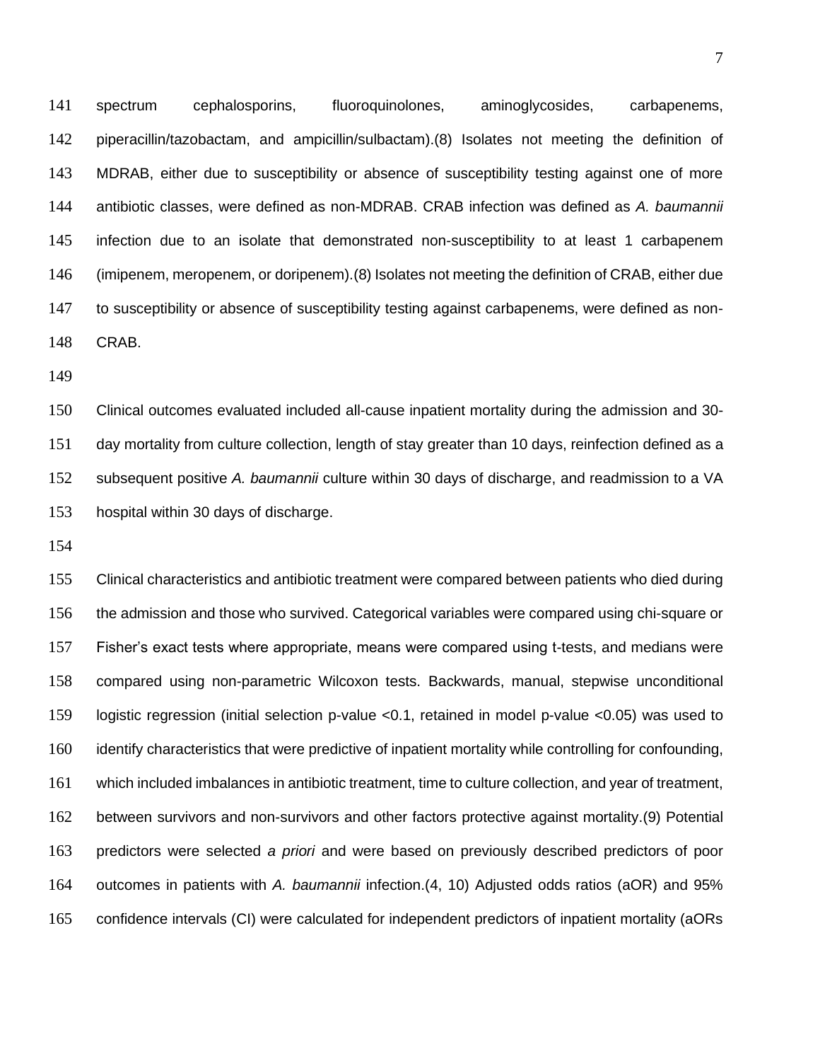spectrum cephalosporins, fluoroquinolones, aminoglycosides, carbapenems, piperacillin/tazobactam, and ampicillin/sulbactam).(8) Isolates not meeting the definition of MDRAB, either due to susceptibility or absence of susceptibility testing against one of more antibiotic classes, were defined as non-MDRAB. CRAB infection was defined as *A. baumannii* infection due to an isolate that demonstrated non-susceptibility to at least 1 carbapenem (imipenem, meropenem, or doripenem).(8) Isolates not meeting the definition of CRAB, either due to susceptibility or absence of susceptibility testing against carbapenems, were defined as non-CRAB.

Clinical outcomes evaluated included all-cause inpatient mortality during the admission and 30-day mortality from culture collection, length of stay greater than 10 days, reinfection defined as a subsequent positive *A. baumannii* culture within 30 days of discharge, and readmission to a VA hospital within 30 days of discharge.

Clinical characteristics and antibiotic treatment were compared between patients who died during the admission and those who survived. Categorical variables were compared using chi-square or Fisher's exact tests where appropriate, means were compared using t-tests, and medians were compared using non-parametric Wilcoxon tests. Backwards, manual, stepwise unconditional logistic regression (initial selection p-value <0.1, retained in model p-value <0.05) was used to identify characteristics that were predictive of inpatient mortality while controlling for confounding, which included imbalances in antibiotic treatment, time to culture collection, and year of treatment, between survivors and non-survivors and other factors protective against mortality.(9) Potential predictors were selected *a priori* and were based on previously described predictors of poor outcomes in patients with *A. baumannii* infection.(4, 10) Adjusted odds ratios (aOR) and 95% confidence intervals (CI) were calculated for independent predictors of inpatient mortality (aORs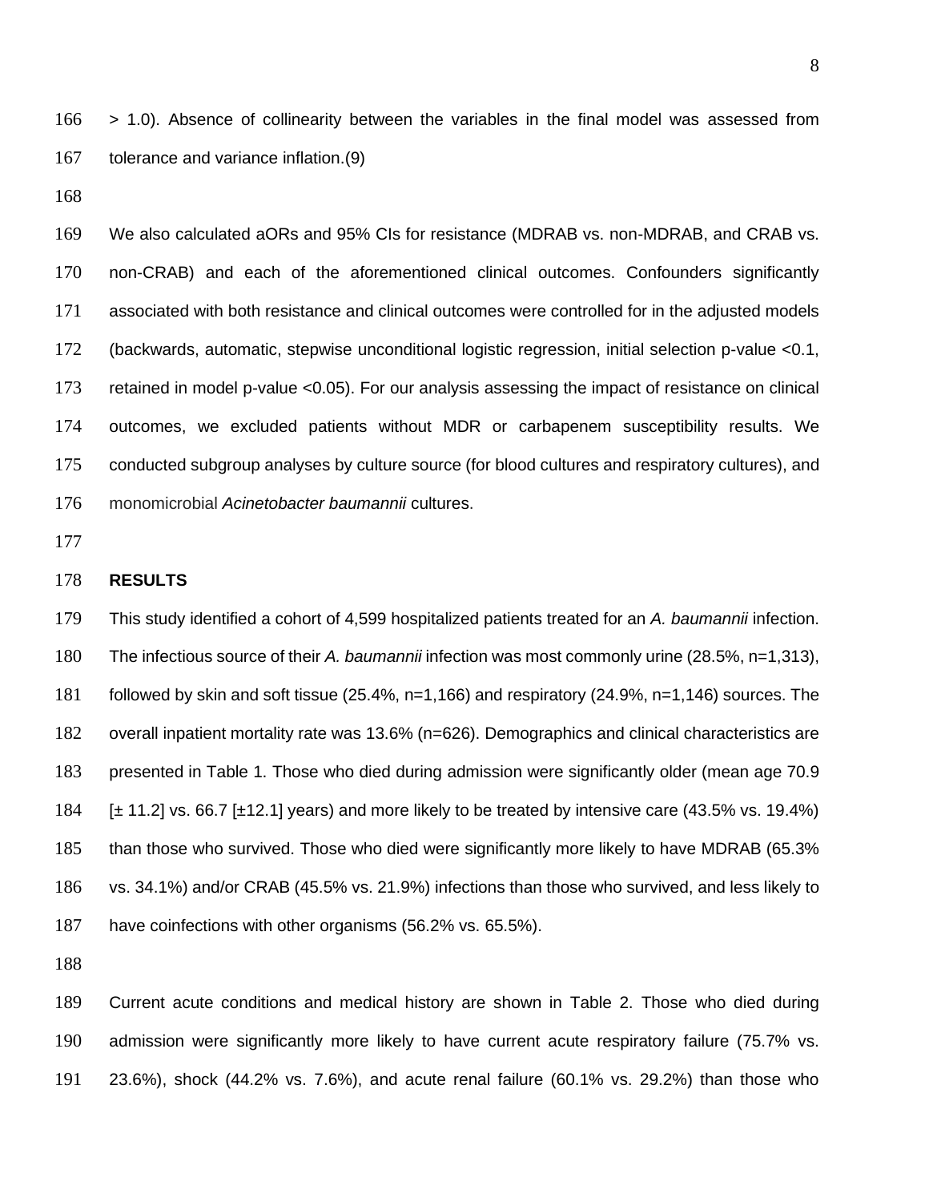> 1.0). Absence of collinearity between the variables in the final model was assessed from tolerance and variance inflation.(9)

We also calculated aORs and 95% CIs for resistance (MDRAB vs. non-MDRAB, and CRAB vs. non-CRAB) and each of the aforementioned clinical outcomes. Confounders significantly associated with both resistance and clinical outcomes were controlled for in the adjusted models (backwards, automatic, stepwise unconditional logistic regression, initial selection p-value <0.1, retained in model p-value <0.05). For our analysis assessing the impact of resistance on clinical outcomes, we excluded patients without MDR or carbapenem susceptibility results. We conducted subgroup analyses by culture source (for blood cultures and respiratory cultures), and monomicrobial *Acinetobacter baumannii* cultures.

## RESULTS

This study identified a cohort of 4,599 hospitalized patients treated for an *A. baumannii* infection. The infectious source of their *A. baumannii* infection was most commonly urine (28.5%, n=1,313), followed by skin and soft tissue (25.4%, n=1,166) and respiratory (24.9%, n=1,146) sources. The overall inpatient mortality rate was 13.6% (n=626). Demographics and clinical characteristics are presented in Table 1. Those who died during admission were significantly older (mean age 70.9 [± 11.2] vs. 66.7 [±12.1] years) and more likely to be treated by intensive care (43.5% vs. 19.4%) than those who survived. Those who died were significantly more likely to have MDRAB (65.3% vs. 34.1%) and/or CRAB (45.5% vs. 21.9%) infections than those who survived, and less likely to have coinfections with other organisms (56.2% vs. 65.5%).

Current acute conditions and medical history are shown in Table 2. Those who died during admission were significantly more likely to have current acute respiratory failure (75.7% vs. 23.6%), shock (44.2% vs. 7.6%), and acute renal failure (60.1% vs. 29.2%) than those who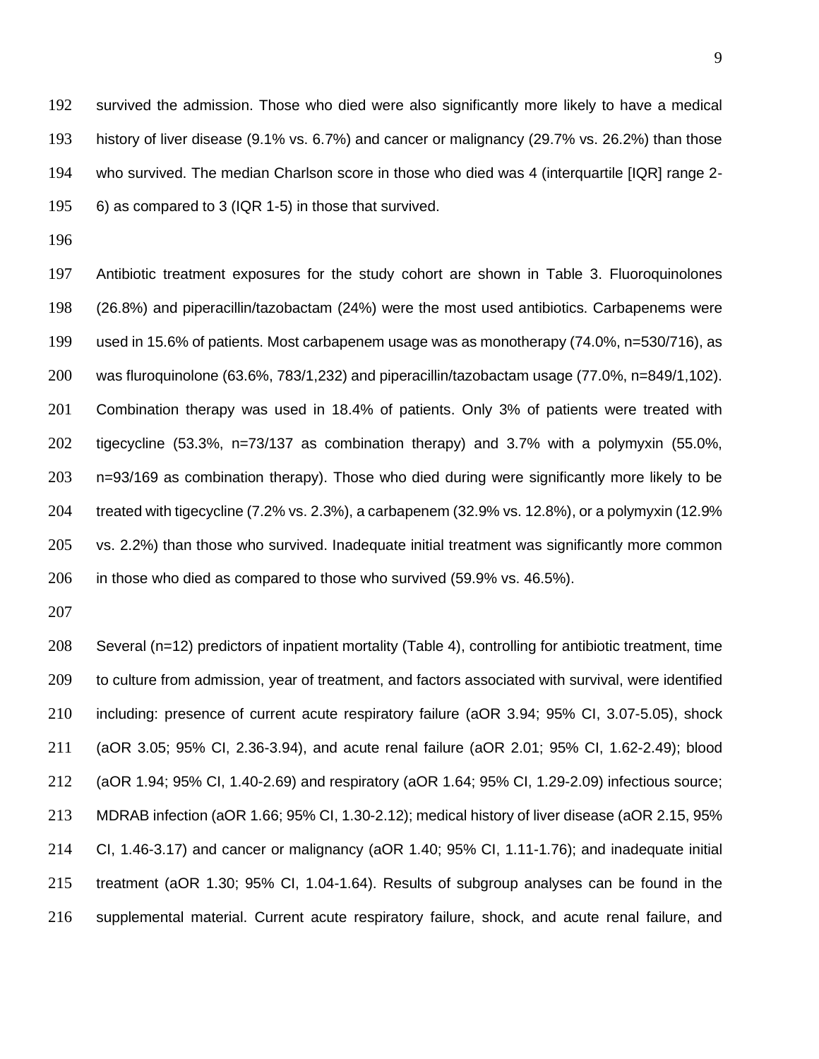survived the admission. Those who died were also significantly more likely to have a medical history of liver disease (9.1% vs. 6.7%) and cancer or malignancy (29.7% vs. 26.2%) than those who survived. The median Charlson score in those who died was 4 (interquartile [IQR] range 2-6) as compared to 3 (IQR 1-5) in those that survived.

Antibiotic treatment exposures for the study cohort are shown in Table 3. Fluoroquinolones (26.8%) and piperacillin/tazobactam (24%) were the most used antibiotics. Carbapenems were used in 15.6% of patients. Most carbapenem usage was as monotherapy (74.0%, n=530/716), as was fluroquinolone (63.6%, 783/1,232) and piperacillin/tazobactam usage (77.0%, n=849/1,102). Combination therapy was used in 18.4% of patients. Only 3% of patients were treated with tigecycline (53.3%, n=73/137 as combination therapy) and 3.7% with a polymyxin (55.0%, n=93/169 as combination therapy). Those who died during were significantly more likely to be treated with tigecycline (7.2% vs. 2.3%), a carbapenem (32.9% vs. 12.8%), or a polymyxin (12.9% vs. 2.2%) than those who survived. Inadequate initial treatment was significantly more common in those who died as compared to those who survived (59.9% vs. 46.5%).

Several (n=12) predictors of inpatient mortality (Table 4), controlling for antibiotic treatment, time to culture from admission, year of treatment, and factors associated with survival, were identified including: presence of current acute respiratory failure (aOR 3.94; 95% CI, 3.07-5.05), shock (aOR 3.05; 95% CI, 2.36-3.94), and acute renal failure (aOR 2.01; 95% CI, 1.62-2.49); blood (aOR 1.94; 95% CI, 1.40-2.69) and respiratory (aOR 1.64; 95% CI, 1.29-2.09) infectious source; MDRAB infection (aOR 1.66; 95% CI, 1.30-2.12); medical history of liver disease (aOR 2.15, 95% CI, 1.46-3.17) and cancer or malignancy (aOR 1.40; 95% CI, 1.11-1.76); and inadequate initial treatment (aOR 1.30; 95% CI, 1.04-1.64). Results of subgroup analyses can be found in the supplemental material. Current acute respiratory failure, shock, and acute renal failure, and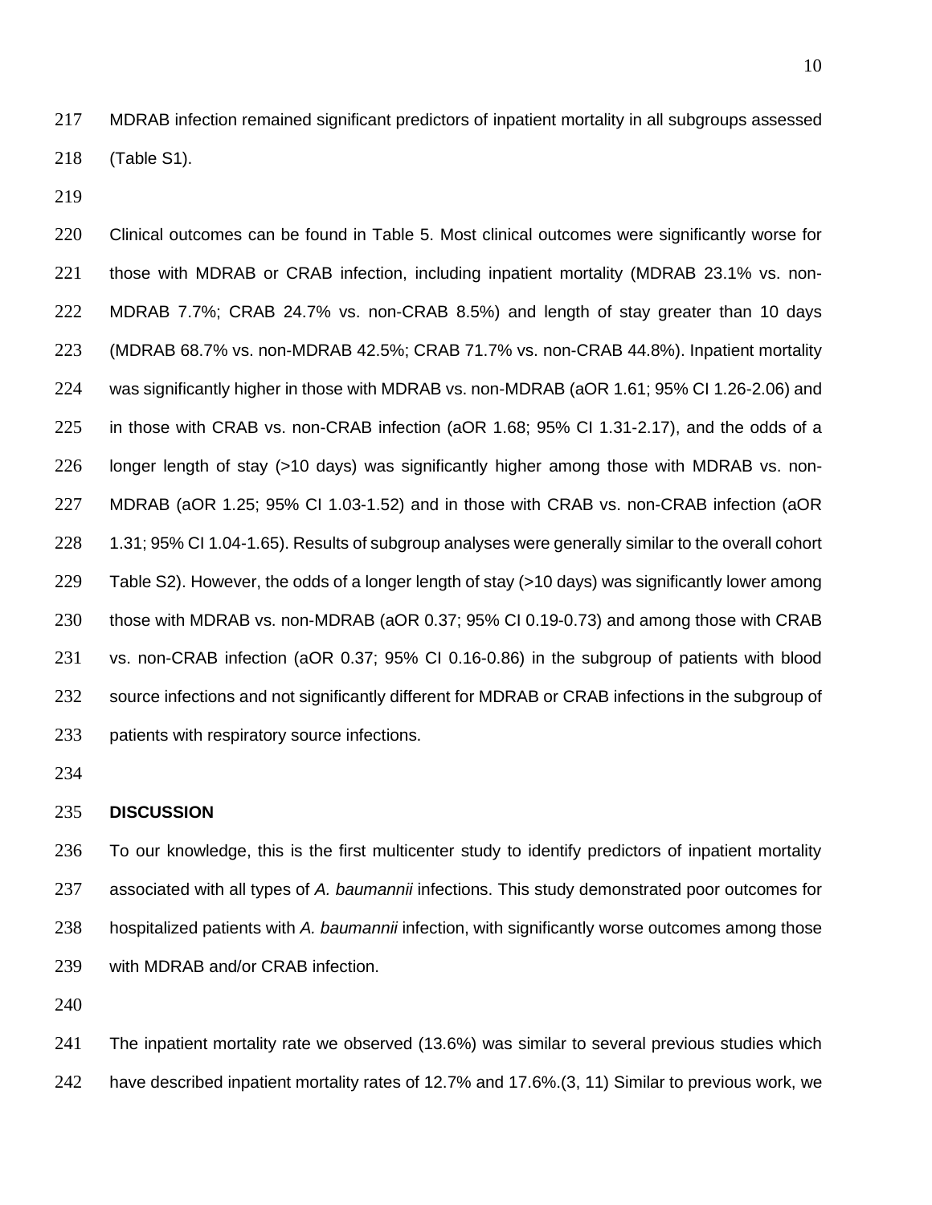MDRAB infection remained significant predictors of inpatient mortality in all subgroups assessed (Table S1).

Clinical outcomes can be found in Table 5. Most clinical outcomes were significantly worse for those with MDRAB or CRAB infection, including inpatient mortality (MDRAB 23.1% vs. non-MDRAB 7.7%; CRAB 24.7% vs. non-CRAB 8.5%) and length of stay greater than 10 days (MDRAB 68.7% vs. non-MDRAB 42.5%; CRAB 71.7% vs. non-CRAB 44.8%). Inpatient mortality was significantly higher in those with MDRAB vs. non-MDRAB (aOR 1.61; 95% CI 1.26-2.06) and in those with CRAB vs. non-CRAB infection (aOR 1.68; 95% CI 1.31-2.17), and the odds of a longer length of stay (>10 days) was significantly higher among those with MDRAB vs. non-MDRAB (aOR 1.25; 95% CI 1.03-1.52) and in those with CRAB vs. non-CRAB infection (aOR 1.31; 95% CI 1.04-1.65). Results of subgroup analyses were generally similar to the overall cohort Table S2). However, the odds of a longer length of stay (>10 days) was significantly lower among those with MDRAB vs. non-MDRAB (aOR 0.37; 95% CI 0.19-0.73) and among those with CRAB vs. non-CRAB infection (aOR 0.37; 95% CI 0.16-0.86) in the subgroup of patients with blood source infections and not significantly different for MDRAB or CRAB infections in the subgroup of patients with respiratory source infections.

## DISCUSSION

To our knowledge, this is the first multicenter study to identify predictors of inpatient mortality associated with all types of *A. baumannii* infections. This study demonstrated poor outcomes for hospitalized patients with *A. baumannii* infection, with significantly worse outcomes among those with MDRAB and/or CRAB infection.

The inpatient mortality rate we observed (13.6%) was similar to several previous studies which have described inpatient mortality rates of 12.7% and 17.6%.(3, 11) Similar to previous work, we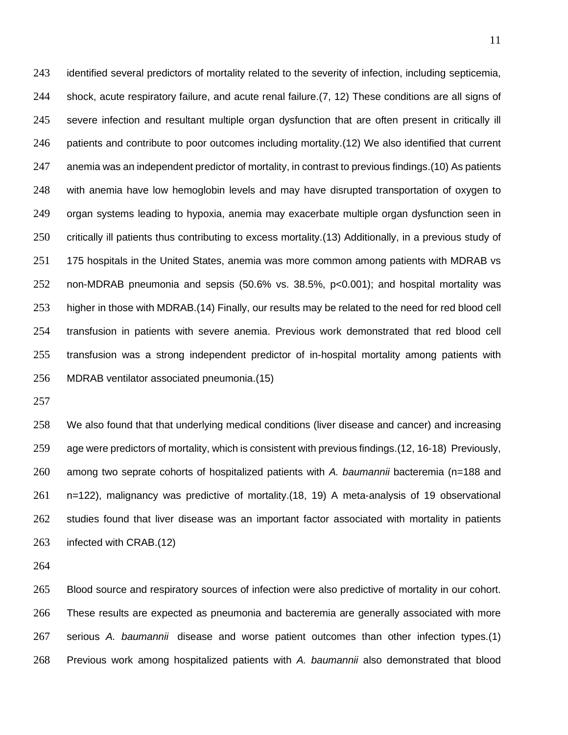identified several predictors of mortality related to the severity of infection, including septicemia, shock, acute respiratory failure, and acute renal failure.(7, 12) These conditions are all signs of severe infection and resultant multiple organ dysfunction that are often present in critically ill patients and contribute to poor outcomes including mortality.(12) We also identified that current anemia was an independent predictor of mortality, in contrast to previous findings.(10) As patients with anemia have low hemoglobin levels and may have disrupted transportation of oxygen to organ systems leading to hypoxia, anemia may exacerbate multiple organ dysfunction seen in critically ill patients thus contributing to excess mortality.(13) Additionally, in a previous study of 175 hospitals in the United States, anemia was more common among patients with MDRAB vs non-MDRAB pneumonia and sepsis (50.6% vs. 38.5%, $p<0.001$); and hospital mortality was higher in those with MDRAB.(14) Finally, our results may be related to the need for red blood cell transfusion in patients with severe anemia. Previous work demonstrated that red blood cell transfusion was a strong independent predictor of in-hospital mortality among patients with MDRAB ventilator associated pneumonia.(15)

We also found that that underlying medical conditions (liver disease and cancer) and increasing age were predictors of mortality, which is consistent with previous findings.(12, 16-18) Previously, among two seprate cohorts of hospitalized patients with *A. baumannii* bacteremia (n=188 and n=122), malignancy was predictive of mortality.(18, 19) A meta-analysis of 19 observational studies found that liver disease was an important factor associated with mortality in patients infected with CRAB.(12)

Blood source and respiratory sources of infection were also predictive of mortality in our cohort. These results are expected as pneumonia and bacteremia are generally associated with more serious *A. baumannii* disease and worse patient outcomes than other infection types.(1) Previous work among hospitalized patients with *A. baumannii* also demonstrated that blood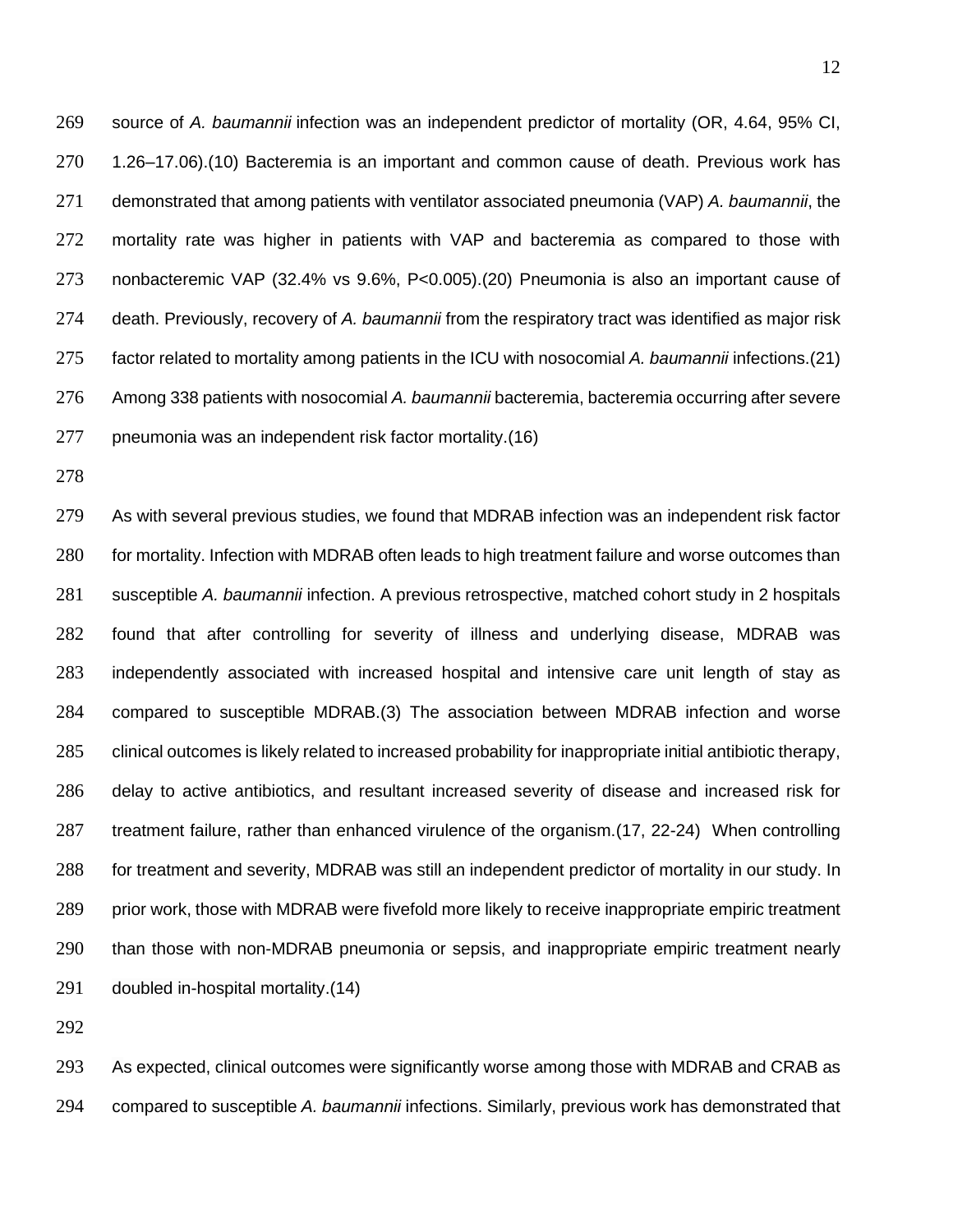source of *A. baumannii* infection was an independent predictor of mortality (OR, 4.64, 95% CI, 1.26–17.06).(10) Bacteremia is an important and common cause of death. Previous work has demonstrated that among patients with ventilator associated pneumonia (VAP) *A. baumannii*, the mortality rate was higher in patients with VAP and bacteremia as compared to those with nonbacteremic VAP (32.4% vs 9.6%, P<0.005).(20) Pneumonia is also an important cause of death. Previously, recovery of *A. baumannii* from the respiratory tract was identified as major risk factor related to mortality among patients in the ICU with nosocomial *A. baumannii* infections.(21) Among 338 patients with nosocomial *A. baumannii* bacteremia, bacteremia occurring after severe pneumonia was an independent risk factor mortality.(16)

As with several previous studies, we found that MDRAB infection was an independent risk factor for mortality. Infection with MDRAB often leads to high treatment failure and worse outcomes than susceptible *A. baumannii* infection. A previous retrospective, matched cohort study in 2 hospitals found that after controlling for severity of illness and underlying disease, MDRAB was independently associated with increased hospital and intensive care unit length of stay as compared to susceptible MDRAB.(3) The association between MDRAB infection and worse clinical outcomes is likely related to increased probability for inappropriate initial antibiotic therapy, delay to active antibiotics, and resultant increased severity of disease and increased risk for treatment failure, rather than enhanced virulence of the organism.(17, 22-24) When controlling for treatment and severity, MDRAB was still an independent predictor of mortality in our study. In prior work, those with MDRAB were fivefold more likely to receive inappropriate empiric treatment than those with non-MDRAB pneumonia or sepsis, and inappropriate empiric treatment nearly doubled in-hospital mortality.(14)

As expected, clinical outcomes were significantly worse among those with MDRAB and CRAB as compared to susceptible *A. baumannii* infections. Similarly, previous work has demonstrated that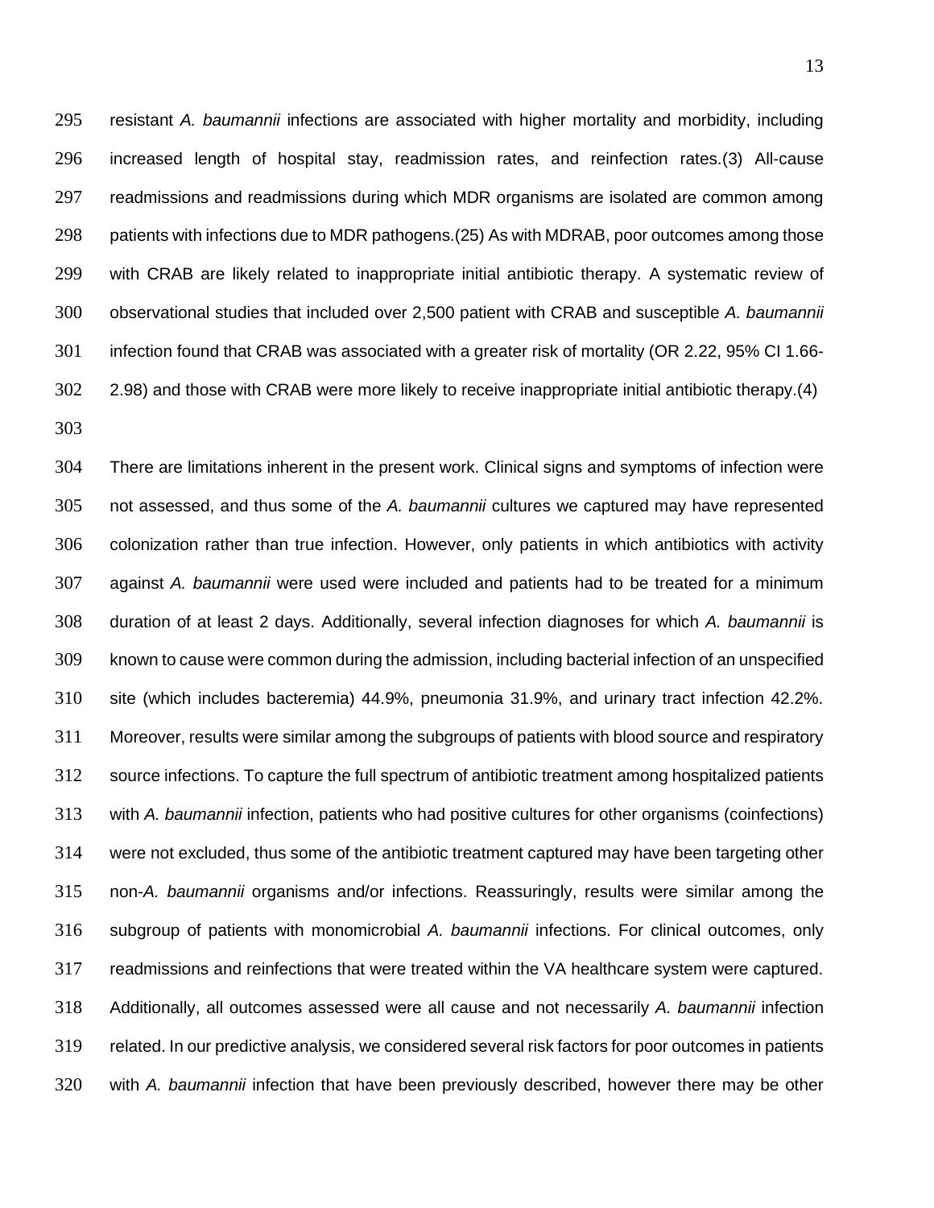resistant *A. baumannii* infections are associated with higher mortality and morbidity, including increased length of hospital stay, readmission rates, and reinfection rates.(3) All-cause readmissions and readmissions during which MDR organisms are isolated are common among patients with infections due to MDR pathogens.(25) As with MDRAB, poor outcomes among those with CRAB are likely related to inappropriate initial antibiotic therapy. A systematic review of observational studies that included over 2,500 patient with CRAB and susceptible *A. baumannii* infection found that CRAB was associated with a greater risk of mortality (OR 2.22, 95% CI 1.66-2.98) and those with CRAB were more likely to receive inappropriate initial antibiotic therapy.(4)

There are limitations inherent in the present work. Clinical signs and symptoms of infection were not assessed, and thus some of the *A. baumannii* cultures we captured may have represented colonization rather than true infection. However, only patients in which antibiotics with activity against *A. baumannii* were used were included and patients had to be treated for a minimum duration of at least 2 days. Additionally, several infection diagnoses for which *A. baumannii* is known to cause were common during the admission, including bacterial infection of an unspecified site (which includes bacteremia) 44.9%, pneumonia 31.9%, and urinary tract infection 42.2%. Moreover, results were similar among the subgroups of patients with blood source and respiratory source infections. To capture the full spectrum of antibiotic treatment among hospitalized patients with *A. baumannii* infection, patients who had positive cultures for other organisms (coinfections) were not excluded, thus some of the antibiotic treatment captured may have been targeting other non-*A. baumannii* organisms and/or infections. Reassuringly, results were similar among the subgroup of patients with monomicrobial *A. baumannii* infections. For clinical outcomes, only readmissions and reinfections that were treated within the VA healthcare system were captured. Additionally, all outcomes assessed were all cause and not necessarily *A. baumannii* infection related. In our predictive analysis, we considered several risk factors for poor outcomes in patients with *A. baumannii* infection that have been previously described, however there may be other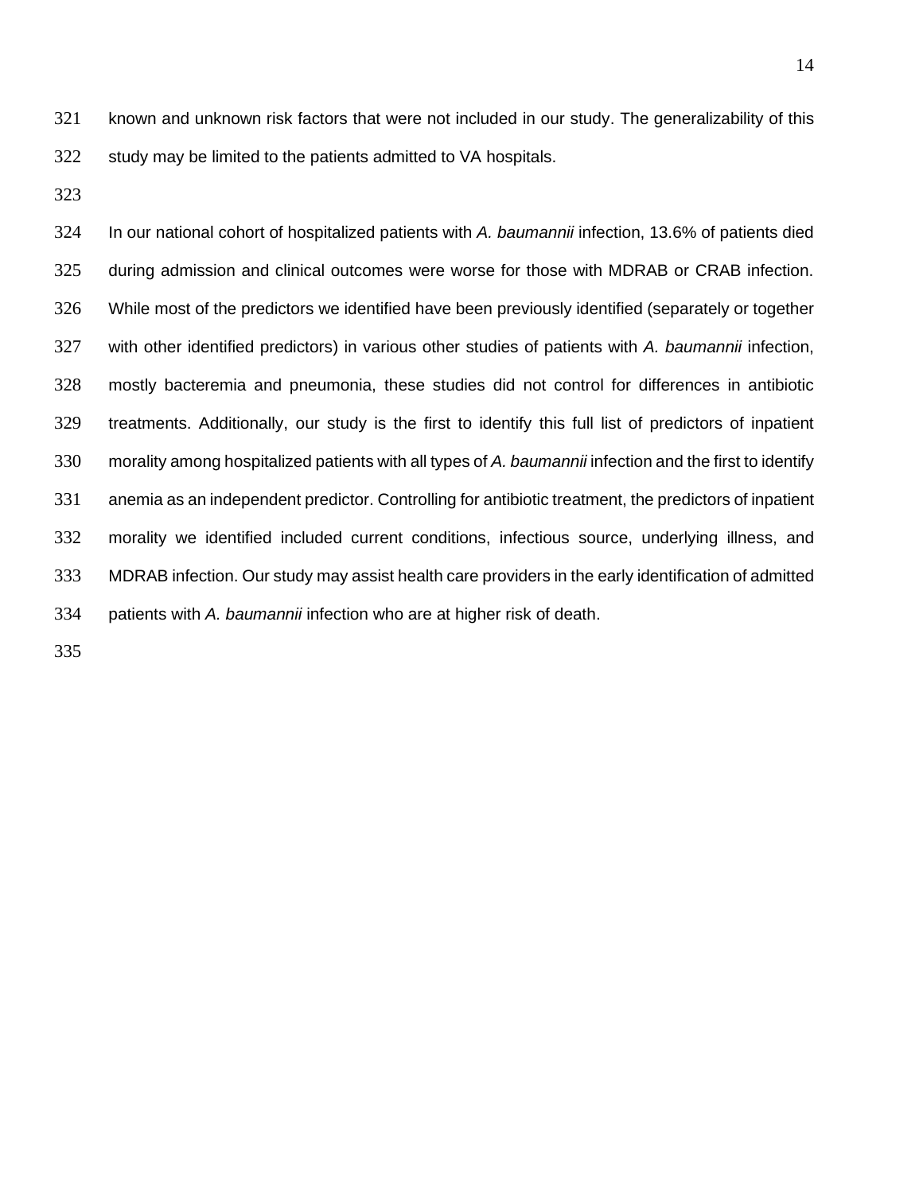known and unknown risk factors that were not included in our study. The generalizability of this study may be limited to the patients admitted to VA hospitals.

In our national cohort of hospitalized patients with *A. baumannii* infection, 13.6% of patients died during admission and clinical outcomes were worse for those with MDRAB or CRAB infection. While most of the predictors we identified have been previously identified (separately or together with other identified predictors) in various other studies of patients with *A. baumannii* infection, mostly bacteremia and pneumonia, these studies did not control for differences in antibiotic treatments. Additionally, our study is the first to identify this full list of predictors of inpatient morality among hospitalized patients with all types of *A. baumannii* infection and the first to identify anemia as an independent predictor. Controlling for antibiotic treatment, the predictors of inpatient morality we identified included current conditions, infectious source, underlying illness, and MDRAB infection. Our study may assist health care providers in the early identification of admitted patients with *A. baumannii* infection who are at higher risk of death.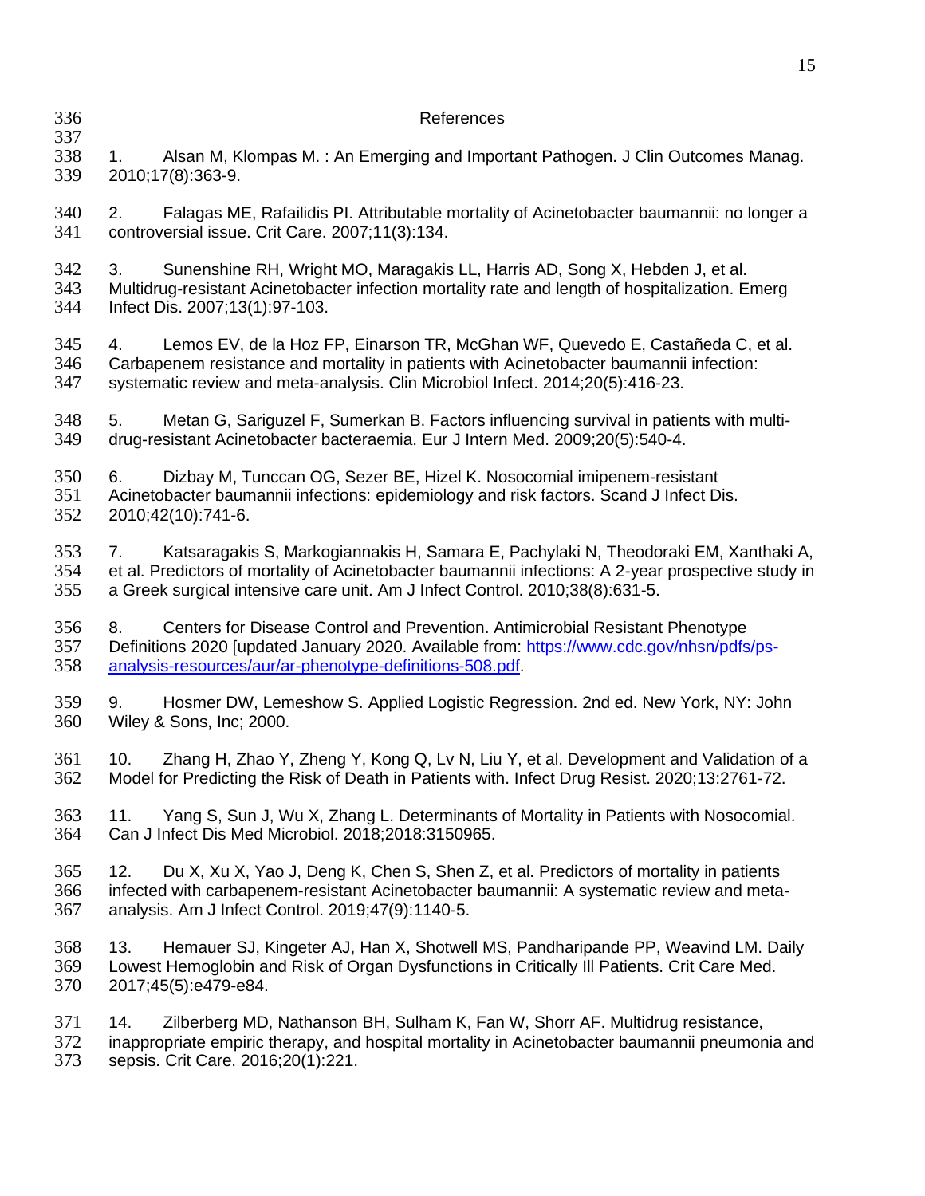## References

1. Alsan M, Klompas M. : An Emerging and Important Pathogen. J Clin Outcomes Manag. 2010;17(8):363-9.

2. Falagas ME, Rafailidis PI. Attributable mortality of Acinetobacter baumannii: no longer a controversial issue. Crit Care. 2007;11(3):134.

3. Sunenshine RH, Wright MO, Maragakis LL, Harris AD, Song X, Hebden J, et al. Multidrug-resistant Acinetobacter infection mortality rate and length of hospitalization. Emerg Infect Dis. 2007;13(1):97-103.

4. Lemos EV, de la Hoz FP, Einarson TR, McGhan WF, Quevedo E, Castañeda C, et al. Carbapenem resistance and mortality in patients with Acinetobacter baumannii infection: systematic review and meta-analysis. Clin Microbiol Infect. 2014;20(5):416-23.

5. Metan G, Sariguzel F, Sumerkan B. Factors influencing survival in patients with multi-drug-resistant Acinetobacter bacteraemia. Eur J Intern Med. 2009;20(5):540-4.

6. Dizbay M, Tunccan OG, Sezer BE, Hizel K. Nosocomial imipenem-resistant Acinetobacter baumannii infections: epidemiology and risk factors. Scand J Infect Dis. 2010;42(10):741-6.

7. Katsaragakis S, Markogiannakis H, Samara E, Pachylaki N, Theodoraki EM, Xanthaki A, et al. Predictors of mortality of Acinetobacter baumannii infections: A 2-year prospective study in a Greek surgical intensive care unit. Am J Infect Control. 2010;38(8):631-5.

8. Centers for Disease Control and Prevention. Antimicrobial Resistant Phenotype Definitions 2020 [updated January 2020. Available from: https://www.cdc.gov/nhsn/pdfs/ps-analysis-resources/aur/ar-phenotype-definitions-508.pdf.

9. Hosmer DW, Lemeshow S. Applied Logistic Regression. 2nd ed. New York, NY: John Wiley & Sons, Inc; 2000.

10. Zhang H, Zhao Y, Zheng Y, Kong Q, Lv N, Liu Y, et al. Development and Validation of a Model for Predicting the Risk of Death in Patients with. Infect Drug Resist. 2020;13:2761-72.

11. Yang S, Sun J, Wu X, Zhang L. Determinants of Mortality in Patients with Nosocomial. Can J Infect Dis Med Microbiol. 2018;2018:3150965.

12. Du X, Xu X, Yao J, Deng K, Chen S, Shen Z, et al. Predictors of mortality in patients infected with carbapenem-resistant Acinetobacter baumannii: A systematic review and meta-analysis. Am J Infect Control. 2019;47(9):1140-5.

13. Hemauer SJ, Kingeter AJ, Han X, Shotwell MS, Pandharipande PP, Weavind LM. Daily Lowest Hemoglobin and Risk of Organ Dysfunctions in Critically Ill Patients. Crit Care Med. 2017;45(5):e479-e84.

14. Zilberberg MD, Nathanson BH, Sulham K, Fan W, Shorr AF. Multidrug resistance, inappropriate empiric therapy, and hospital mortality in Acinetobacter baumannii pneumonia and sepsis. Crit Care. 2016;20(1):221.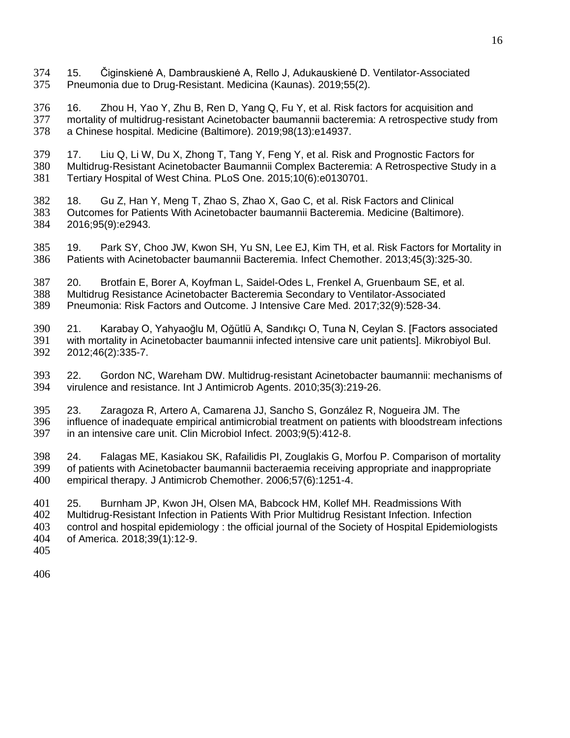15. Čiginskienė A, Dambrauskienė A, Rello J, Adukauskienė D. Ventilator-Associated Pneumonia due to Drug-Resistant. Medicina (Kaunas). 2019;55(2).

16. Zhou H, Yao Y, Zhu B, Ren D, Yang Q, Fu Y, et al. Risk factors for acquisition and mortality of multidrug-resistant Acinetobacter baumannii bacteremia: A retrospective study from a Chinese hospital. Medicine (Baltimore). 2019;98(13):e14937.

17. Liu Q, Li W, Du X, Zhong T, Tang Y, Feng Y, et al. Risk and Prognostic Factors for Multidrug-Resistant Acinetobacter Baumannii Complex Bacteremia: A Retrospective Study in a Tertiary Hospital of West China. PLoS One. 2015;10(6):e0130701.

18. Gu Z, Han Y, Meng T, Zhao S, Zhao X, Gao C, et al. Risk Factors and Clinical Outcomes for Patients With Acinetobacter baumannii Bacteremia. Medicine (Baltimore). 2016;95(9):e2943.

19. Park SY, Choo JW, Kwon SH, Yu SN, Lee EJ, Kim TH, et al. Risk Factors for Mortality in Patients with Acinetobacter baumannii Bacteremia. Infect Chemother. 2013;45(3):325-30.

20. Brotfain E, Borer A, Koyfman L, Saidel-Odes L, Frenkel A, Gruenbaum SE, et al. Multidrug Resistance Acinetobacter Bacteremia Secondary to Ventilator-Associated Pneumonia: Risk Factors and Outcome. J Intensive Care Med. 2017;32(9):528-34.

21. Karabay O, Yahyaoğlu M, Oğütlü A, Sandıkçı O, Tuna N, Ceylan S. [Factors associated with mortality in Acinetobacter baumannii infected intensive care unit patients]. Mikrobiyol Bul. 2012;46(2):335-7.

22. Gordon NC, Wareham DW. Multidrug-resistant Acinetobacter baumannii: mechanisms of virulence and resistance. Int J Antimicrob Agents. 2010;35(3):219-26.

23. Zaragoza R, Artero A, Camarena JJ, Sancho S, González R, Nogueira JM. The influence of inadequate empirical antimicrobial treatment on patients with bloodstream infections in an intensive care unit. Clin Microbiol Infect. 2003;9(5):412-8.

24. Falagas ME, Kasiakou SK, Rafailidis PI, Zouglakis G, Morfou P. Comparison of mortality of patients with Acinetobacter baumannii bacteraemia receiving appropriate and inappropriate empirical therapy. J Antimicrob Chemother. 2006;57(6):1251-4.

25. Burnham JP, Kwon JH, Olsen MA, Babcock HM, Kollef MH. Readmissions With Multidrug-Resistant Infection in Patients With Prior Multidrug Resistant Infection. Infection control and hospital epidemiology : the official journal of the Society of Hospital Epidemiologists of America. 2018;39(1):12-9.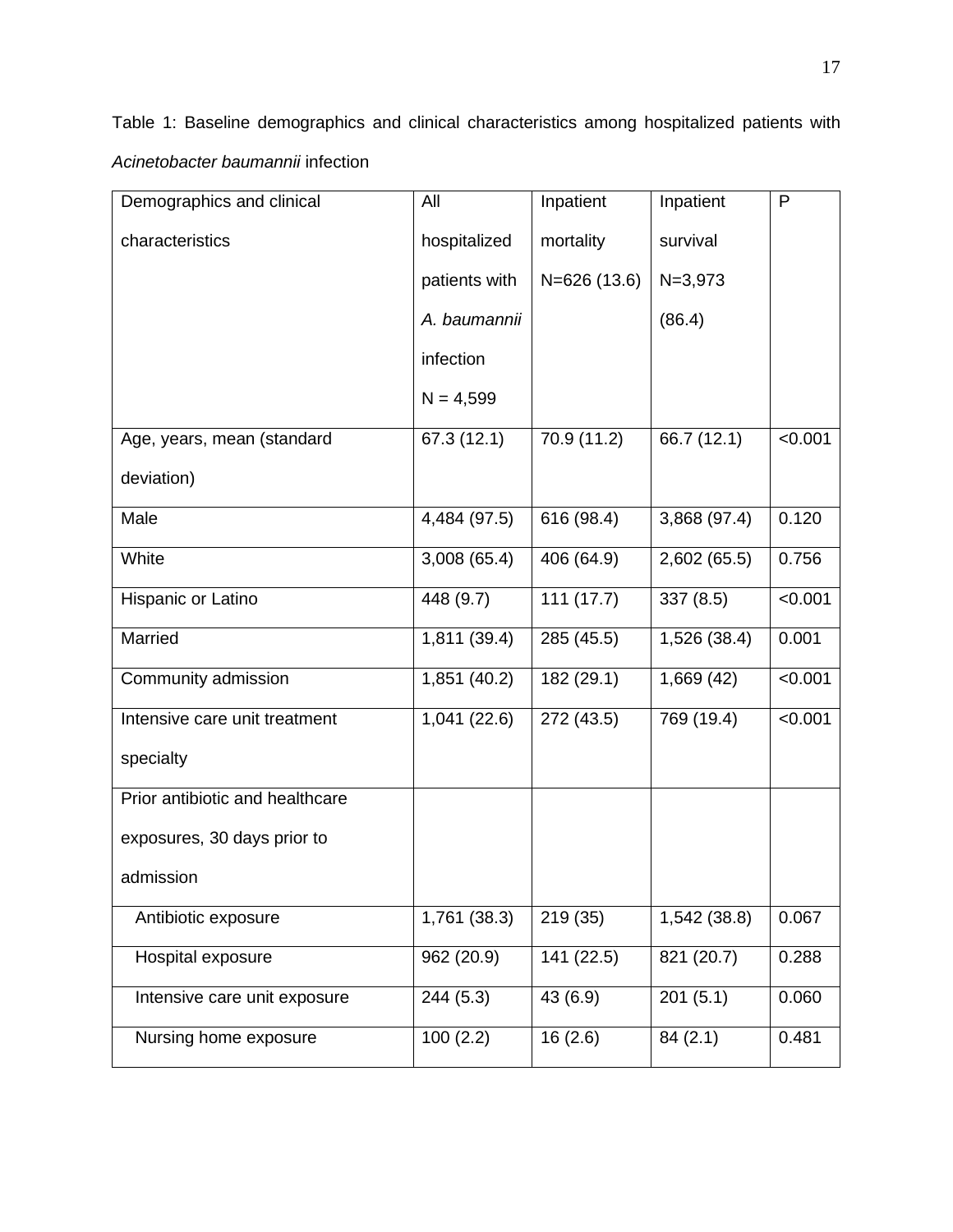Table 1: Baseline demographics and clinical characteristics among hospitalized patients with *Acinetobacter baumannii* infection

| Demographics and clinical characteristics | All hospitalized patients with *A. baumannii* infection N = 4,599 | Inpatient mortality N=626 (13.6) | Inpatient survival N=3,973 (86.4) | P |
|---|---|---|---|---|
| Age, years, mean (standard deviation) | 67.3 (12.1) | 70.9 (11.2) | 66.7 (12.1) | <0.001 |
| Male | 4,484 (97.5) | 616 (98.4) | 3,868 (97.4) | 0.120 |
| White | 3,008 (65.4) | 406 (64.9) | 2,602 (65.5) | 0.756 |
| Hispanic or Latino | 448 (9.7) | 111 (17.7) | 337 (8.5) | <0.001 |
| Married | 1,811 (39.4) | 285 (45.5) | 1,526 (38.4) | 0.001 |
| Community admission | 1,851 (40.2) | 182 (29.1) | 1,669 (42) | <0.001 |
| Intensive care unit treatment specialty | 1,041 (22.6) | 272 (43.5) | 769 (19.4) | <0.001 |
| Prior antibiotic and healthcare exposures, 30 days prior to admission | | | | |
| Antibiotic exposure | 1,761 (38.3) | 219 (35) | 1,542 (38.8) | 0.067 |
| Hospital exposure | 962 (20.9) | 141 (22.5) | 821 (20.7) | 0.288 |
| Intensive care unit exposure | 244 (5.3) | 43 (6.9) | 201 (5.1) | 0.060 |
| Nursing home exposure | 100 (2.2) | 16 (2.6) | 84 (2.1) | 0.481 |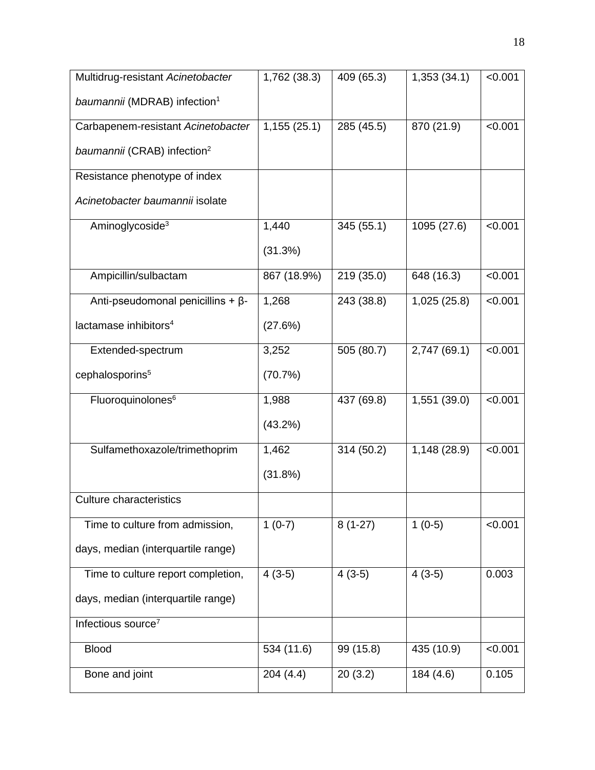| | | | | |
|---|---|---|---|---|
| Multidrug-resistant *Acinetobacter baumannii* (MDRAB) infection[1] | 1,762 (38.3) | 409 (65.3) | 1,353 (34.1) | <0.001 |
| Carbapenem-resistant *Acinetobacter baumannii* (CRAB) infection[2] | 1,155 (25.1) | 285 (45.5) | 870 (21.9) | <0.001 |
| Resistance phenotype of index *Acinetobacter baumannii* isolate | | | | |
| Aminoglycoside[3] | 1,440 (31.3%) | 345 (55.1) | 1095 (27.6) | <0.001 |
| Ampicillin/sulbactam | 867 (18.9%) | 219 (35.0) | 648 (16.3) | <0.001 |
| Anti-pseudomonal penicillins + β-lactamase inhibitors[4] | 1,268 (27.6%) | 243 (38.8) | 1,025 (25.8) | <0.001 |
| Extended-spectrum cephalosporins[5] | 3,252 (70.7%) | 505 (80.7) | 2,747 (69.1) | <0.001 |
| Fluoroquinolones[6] | 1,988 (43.2%) | 437 (69.8) | 1,551 (39.0) | <0.001 |
| Sulfamethoxazole/trimethoprim | 1,462 (31.8%) | 314 (50.2) | 1,148 (28.9) | <0.001 |
| Culture characteristics | | | | |
| Time to culture from admission, days, median (interquartile range) | 1 (0-7) | 8 (1-27) | 1 (0-5) | <0.001 |
| Time to culture report completion, days, median (interquartile range) | 4 (3-5) | 4 (3-5) | 4 (3-5) | 0.003 |
| Infectious source[7] | | | | |
| Blood | 534 (11.6) | 99 (15.8) | 435 (10.9) | <0.001 |
| Bone and joint | 204 (4.4) | 20 (3.2) | 184 (4.6) | 0.105 |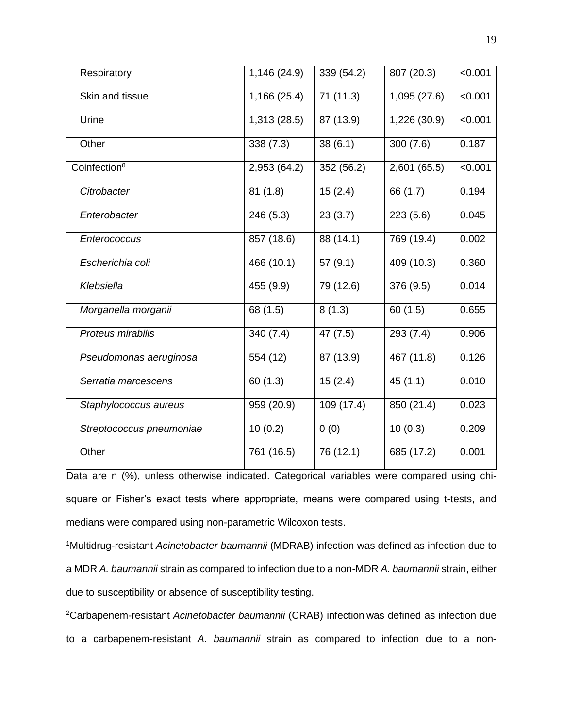| | | | | |
|---|---|---|---|---|
| Respiratory | 1,146 (24.9) | 339 (54.2) | 807 (20.3) | <0.001 |
| Skin and tissue | 1,166 (25.4) | 71 (11.3) | 1,095 (27.6) | <0.001 |
| Urine | 1,313 (28.5) | 87 (13.9) | 1,226 (30.9) | <0.001 |
| Other | 338 (7.3) | 38 (6.1) | 300 (7.6) | 0.187 |
| Coinfection[8] | 2,953 (64.2) | 352 (56.2) | 2,601 (65.5) | <0.001 |
| *Citrobacter* | 81 (1.8) | 15 (2.4) | 66 (1.7) | 0.194 |
| *Enterobacter* | 246 (5.3) | 23 (3.7) | 223 (5.6) | 0.045 |
| *Enterococcus* | 857 (18.6) | 88 (14.1) | 769 (19.4) | 0.002 |
| *Escherichia coli* | 466 (10.1) | 57 (9.1) | 409 (10.3) | 0.360 |
| *Klebsiella* | 455 (9.9) | 79 (12.6) | 376 (9.5) | 0.014 |
| *Morganella morganii* | 68 (1.5) | 8 (1.3) | 60 (1.5) | 0.655 |
| *Proteus mirabilis* | 340 (7.4) | 47 (7.5) | 293 (7.4) | 0.906 |
| *Pseudomonas aeruginosa* | 554 (12) | 87 (13.9) | 467 (11.8) | 0.126 |
| *Serratia marcescens* | 60 (1.3) | 15 (2.4) | 45 (1.1) | 0.010 |
| *Staphylococcus aureus* | 959 (20.9) | 109 (17.4) | 850 (21.4) | 0.023 |
| *Streptococcus pneumoniae* | 10 (0.2) | 0 (0) | 10 (0.3) | 0.209 |
| Other | 761 (16.5) | 76 (12.1) | 685 (17.2) | 0.001 |

Data are n (%), unless otherwise indicated. Categorical variables were compared using chi-square or Fisher's exact tests where appropriate, means were compared using t-tests, and medians were compared using non-parametric Wilcoxon tests.

[1]Multidrug-resistant *Acinetobacter baumannii* (MDRAB) infection was defined as infection due to a MDR *A. baumannii* strain as compared to infection due to a non-MDR *A. baumannii* strain, either due to susceptibility or absence of susceptibility testing.

[2]Carbapenem-resistant *Acinetobacter baumannii* (CRAB) infection was defined as infection due to a carbapenem-resistant *A. baumannii* strain as compared to infection due to a non-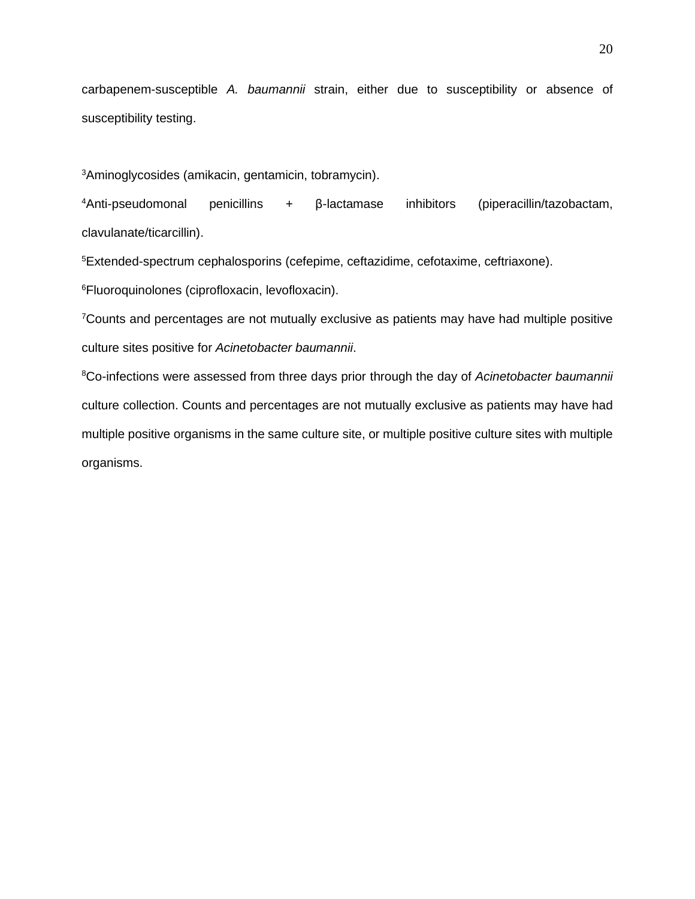carbapenem-susceptible *A. baumannii* strain, either due to susceptibility or absence of susceptibility testing.

[3]Aminoglycosides (amikacin, gentamicin, tobramycin).

[4]Anti-pseudomonal penicillins + β-lactamase inhibitors (piperacillin/tazobactam, clavulanate/ticarcillin).

[5]Extended-spectrum cephalosporins (cefepime, ceftazidime, cefotaxime, ceftriaxone).

[6]Fluoroquinolones (ciprofloxacin, levofloxacin).

[7]Counts and percentages are not mutually exclusive as patients may have had multiple positive culture sites positive for *Acinetobacter baumannii*.

[8]Co-infections were assessed from three days prior through the day of *Acinetobacter baumannii* culture collection. Counts and percentages are not mutually exclusive as patients may have had multiple positive organisms in the same culture site, or multiple positive culture sites with multiple organisms.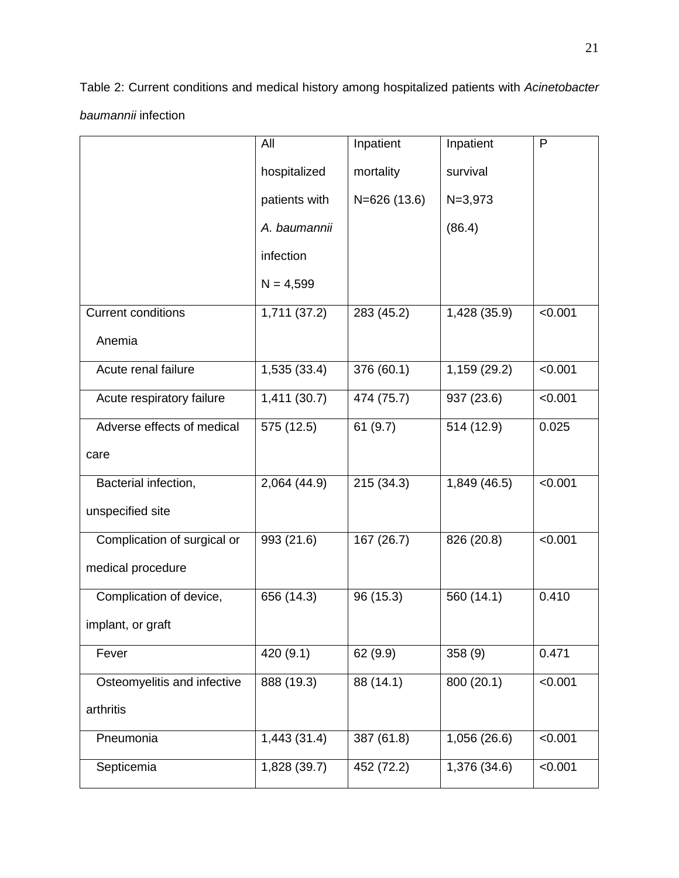Table 2: Current conditions and medical history among hospitalized patients with *Acinetobacter baumannii* infection

| | All hospitalized patients with *A. baumannii* infection N = 4,599 | Inpatient mortality N=626 (13.6) | Inpatient survival N=3,973 (86.4) | P |
|---|---|---|---|---|
| Current conditions<br>Anemia | 1,711 (37.2) | 283 (45.2) | 1,428 (35.9) | <0.001 |
| Acute renal failure | 1,535 (33.4) | 376 (60.1) | 1,159 (29.2) | <0.001 |
| Acute respiratory failure | 1,411 (30.7) | 474 (75.7) | 937 (23.6) | <0.001 |
| Adverse effects of medical care | 575 (12.5) | 61 (9.7) | 514 (12.9) | 0.025 |
| Bacterial infection, unspecified site | 2,064 (44.9) | 215 (34.3) | 1,849 (46.5) | <0.001 |
| Complication of surgical or medical procedure | 993 (21.6) | 167 (26.7) | 826 (20.8) | <0.001 |
| Complication of device, implant, or graft | 656 (14.3) | 96 (15.3) | 560 (14.1) | 0.410 |
| Fever | 420 (9.1) | 62 (9.9) | 358 (9) | 0.471 |
| Osteomyelitis and infective arthritis | 888 (19.3) | 88 (14.1) | 800 (20.1) | <0.001 |
| Pneumonia | 1,443 (31.4) | 387 (61.8) | 1,056 (26.6) | <0.001 |
| Septicemia | 1,828 (39.7) | 452 (72.2) | 1,376 (34.6) | <0.001 |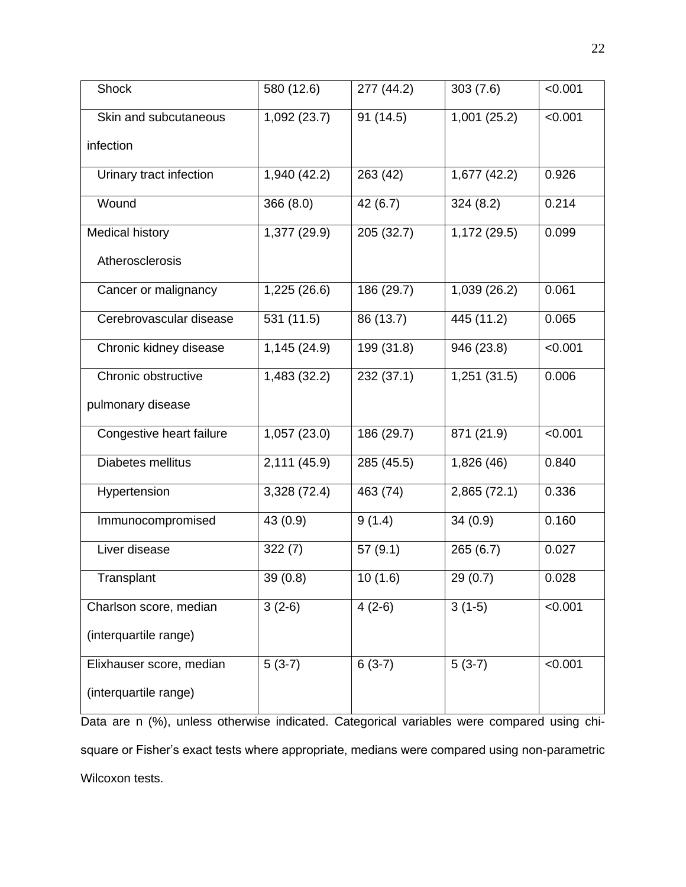|  |  |  |  |  |
| --- | --- | --- | --- | --- |
| Shock | 580 (12.6) | 277 (44.2) | 303 (7.6) | <0.001 |
| Skin and subcutaneous infection | 1,092 (23.7) | 91 (14.5) | 1,001 (25.2) | <0.001 |
| Urinary tract infection | 1,940 (42.2) | 263 (42) | 1,677 (42.2) | 0.926 |
| Wound | 366 (8.0) | 42 (6.7) | 324 (8.2) | 0.214 |
| Medical history Atherosclerosis | 1,377 (29.9) | 205 (32.7) | 1,172 (29.5) | 0.099 |
| Cancer or malignancy | 1,225 (26.6) | 186 (29.7) | 1,039 (26.2) | 0.061 |
| Cerebrovascular disease | 531 (11.5) | 86 (13.7) | 445 (11.2) | 0.065 |
| Chronic kidney disease | 1,145 (24.9) | 199 (31.8) | 946 (23.8) | <0.001 |
| Chronic obstructive pulmonary disease | 1,483 (32.2) | 232 (37.1) | 1,251 (31.5) | 0.006 |
| Congestive heart failure | 1,057 (23.0) | 186 (29.7) | 871 (21.9) | <0.001 |
| Diabetes mellitus | 2,111 (45.9) | 285 (45.5) | 1,826 (46) | 0.840 |
| Hypertension | 3,328 (72.4) | 463 (74) | 2,865 (72.1) | 0.336 |
| Immunocompromised | 43 (0.9) | 9 (1.4) | 34 (0.9) | 0.160 |
| Liver disease | 322 (7) | 57 (9.1) | 265 (6.7) | 0.027 |
| Transplant | 39 (0.8) | 10 (1.6) | 29 (0.7) | 0.028 |
| Charlson score, median (interquartile range) | 3 (2-6) | 4 (2-6) | 3 (1-5) | <0.001 |
| Elixhauser score, median (interquartile range) | 5 (3-7) | 6 (3-7) | 5 (3-7) | <0.001 |

Data are n (%), unless otherwise indicated. Categorical variables were compared using chi-square or Fisher's exact tests where appropriate, medians were compared using non-parametric Wilcoxon tests.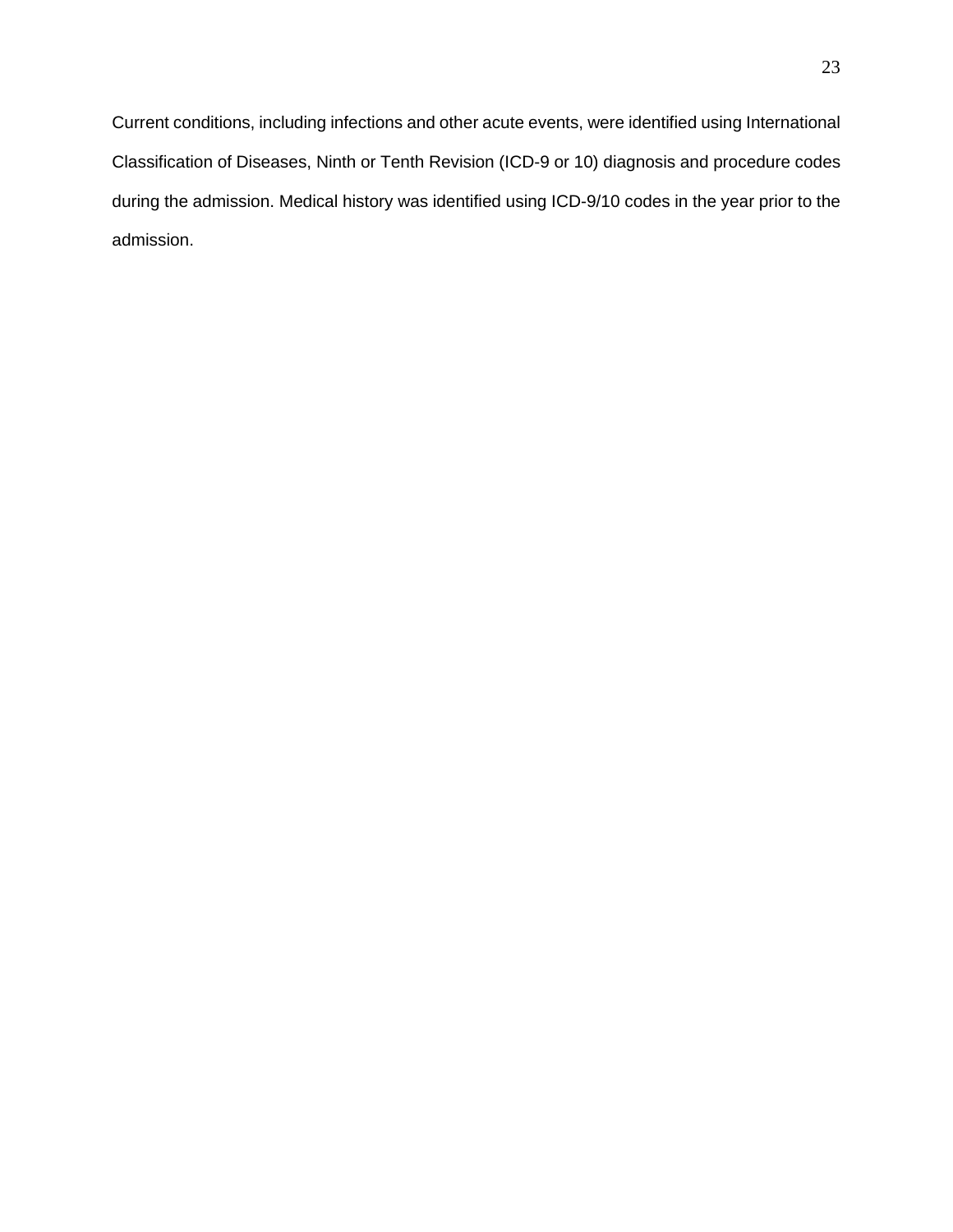Current conditions, including infections and other acute events, were identified using International Classification of Diseases, Ninth or Tenth Revision (ICD-9 or 10) diagnosis and procedure codes during the admission. Medical history was identified using ICD-9/10 codes in the year prior to the admission.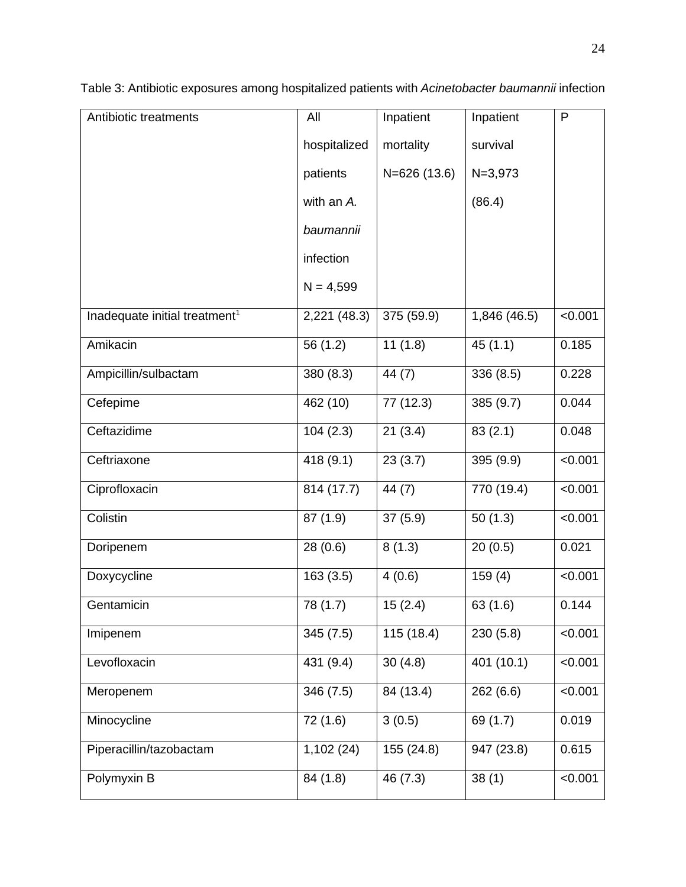Table 3: Antibiotic exposures among hospitalized patients with *Acinetobacter baumannii* infection

| Antibiotic treatments | All hospitalized patients with an *A. baumannii* infection N = 4,599 | Inpatient mortality N=626 (13.6) | Inpatient survival N=3,973 (86.4) | P |
|---|---|---|---|---|
| Inadequate initial treatment[1] | 2,221 (48.3) | 375 (59.9) | 1,846 (46.5) | <0.001 |
| Amikacin | 56 (1.2) | 11 (1.8) | 45 (1.1) | 0.185 |
| Ampicillin/sulbactam | 380 (8.3) | 44 (7) | 336 (8.5) | 0.228 |
| Cefepime | 462 (10) | 77 (12.3) | 385 (9.7) | 0.044 |
| Ceftazidime | 104 (2.3) | 21 (3.4) | 83 (2.1) | 0.048 |
| Ceftriaxone | 418 (9.1) | 23 (3.7) | 395 (9.9) | <0.001 |
| Ciprofloxacin | 814 (17.7) | 44 (7) | 770 (19.4) | <0.001 |
| Colistin | 87 (1.9) | 37 (5.9) | 50 (1.3) | <0.001 |
| Doripenem | 28 (0.6) | 8 (1.3) | 20 (0.5) | 0.021 |
| Doxycycline | 163 (3.5) | 4 (0.6) | 159 (4) | <0.001 |
| Gentamicin | 78 (1.7) | 15 (2.4) | 63 (1.6) | 0.144 |
| Imipenem | 345 (7.5) | 115 (18.4) | 230 (5.8) | <0.001 |
| Levofloxacin | 431 (9.4) | 30 (4.8) | 401 (10.1) | <0.001 |
| Meropenem | 346 (7.5) | 84 (13.4) | 262 (6.6) | <0.001 |
| Minocycline | 72 (1.6) | 3 (0.5) | 69 (1.7) | 0.019 |
| Piperacillin/tazobactam | 1,102 (24) | 155 (24.8) | 947 (23.8) | 0.615 |
| Polymyxin B | 84 (1.8) | 46 (7.3) | 38 (1) | <0.001 |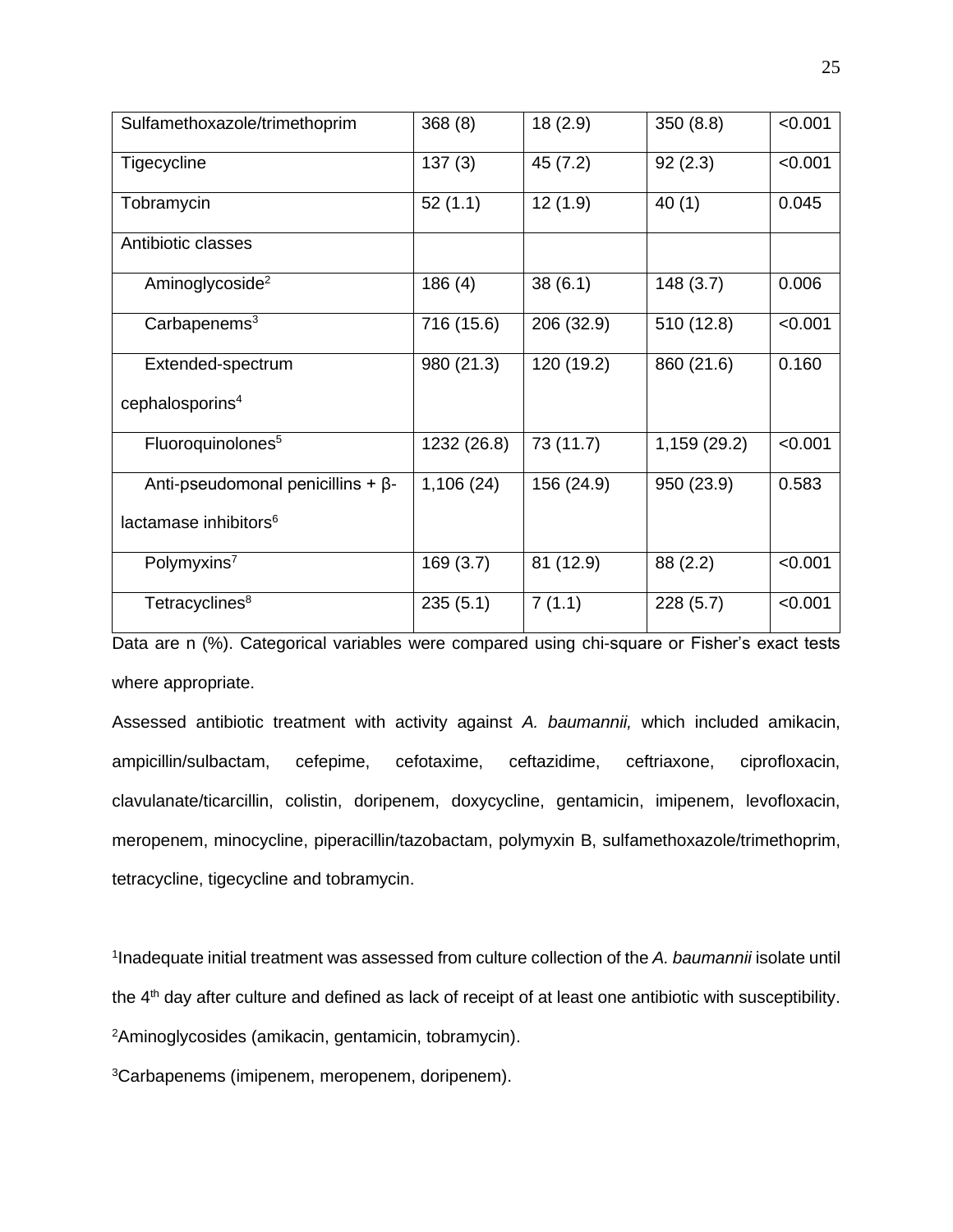| | | | | |
|---|---|---|---|---|
| Sulfamethoxazole/trimethoprim | 368 (8) | 18 (2.9) | 350 (8.8) | <0.001 |
| Tigecycline | 137 (3) | 45 (7.2) | 92 (2.3) | <0.001 |
| Tobramycin | 52 (1.1) | 12 (1.9) | 40 (1) | 0.045 |
| Antibiotic classes | | | | |
| Aminoglycoside[2] | 186 (4) | 38 (6.1) | 148 (3.7) | 0.006 |
| Carbapenems[3] | 716 (15.6) | 206 (32.9) | 510 (12.8) | <0.001 |
| Extended-spectrum cephalosporins[4] | 980 (21.3) | 120 (19.2) | 860 (21.6) | 0.160 |
| Fluoroquinolones[5] | 1232 (26.8) | 73 (11.7) | 1,159 (29.2) | <0.001 |
| Anti-pseudomonal penicillins + β-lactamase inhibitors[6] | 1,106 (24) | 156 (24.9) | 950 (23.9) | 0.583 |
| Polymyxins[7] | 169 (3.7) | 81 (12.9) | 88 (2.2) | <0.001 |
| Tetracyclines[8] | 235 (5.1) | 7 (1.1) | 228 (5.7) | <0.001 |

Data are n (%). Categorical variables were compared using chi-square or Fisher's exact tests where appropriate.

Assessed antibiotic treatment with activity against *A. baumannii,* which included amikacin, ampicillin/sulbactam, cefepime, cefotaxime, ceftazidime, ceftriaxone, ciprofloxacin, clavulanate/ticarcillin, colistin, doripenem, doxycycline, gentamicin, imipenem, levofloxacin, meropenem, minocycline, piperacillin/tazobactam, polymyxin B, sulfamethoxazole/trimethoprim, tetracycline, tigecycline and tobramycin.

[1]Inadequate initial treatment was assessed from culture collection of the *A. baumannii* isolate until the 4th day after culture and defined as lack of receipt of at least one antibiotic with susceptibility.

[2]Aminoglycosides (amikacin, gentamicin, tobramycin).

[3]Carbapenems (imipenem, meropenem, doripenem).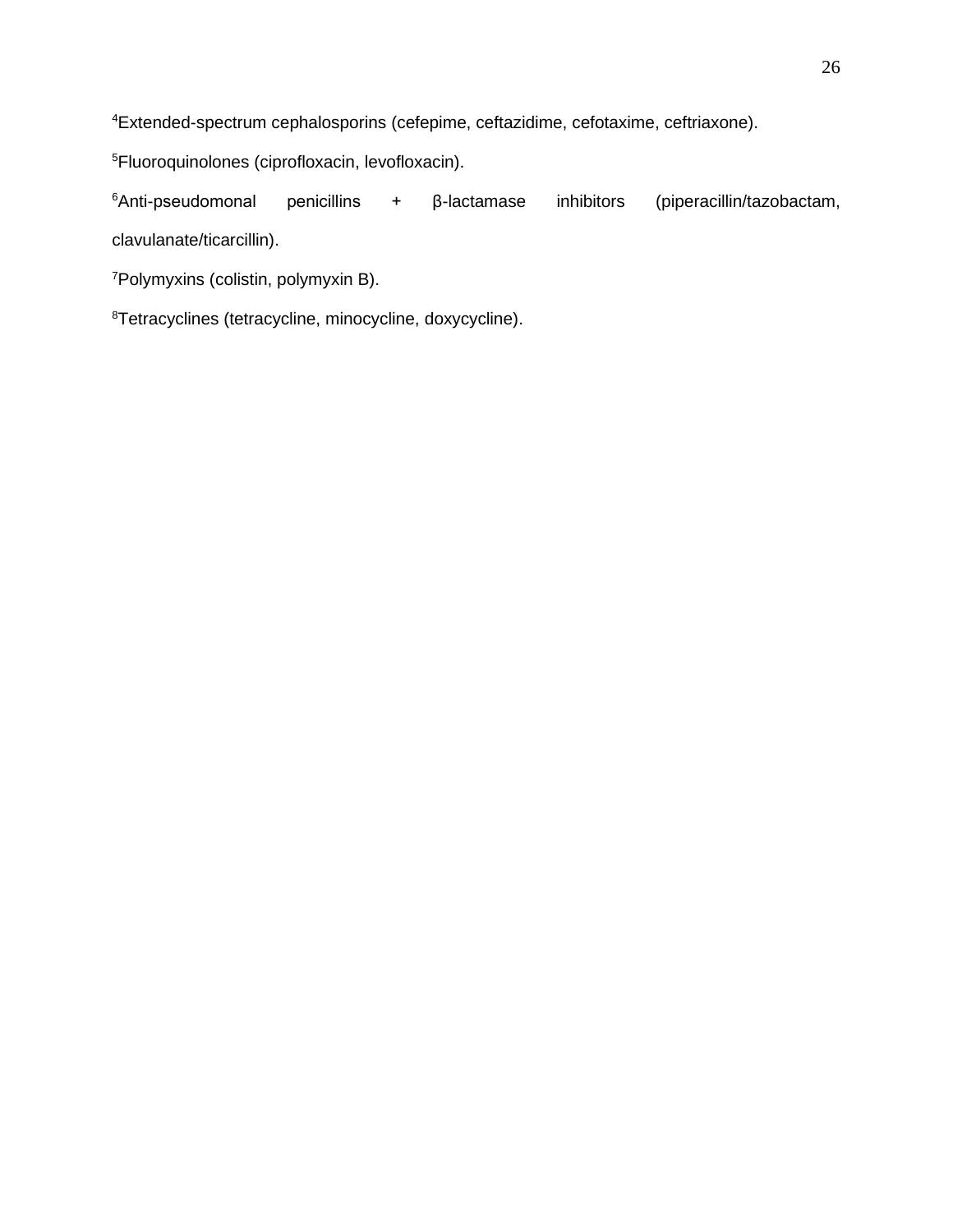[4]Extended-spectrum cephalosporins (cefepime, ceftazidime, cefotaxime, ceftriaxone).

[5]Fluoroquinolones (ciprofloxacin, levofloxacin).

[6]Anti-pseudomonal penicillins + β-lactamase inhibitors (piperacillin/tazobactam, clavulanate/ticarcillin).

[7]Polymyxins (colistin, polymyxin B).

[8]Tetracyclines (tetracycline, minocycline, doxycycline).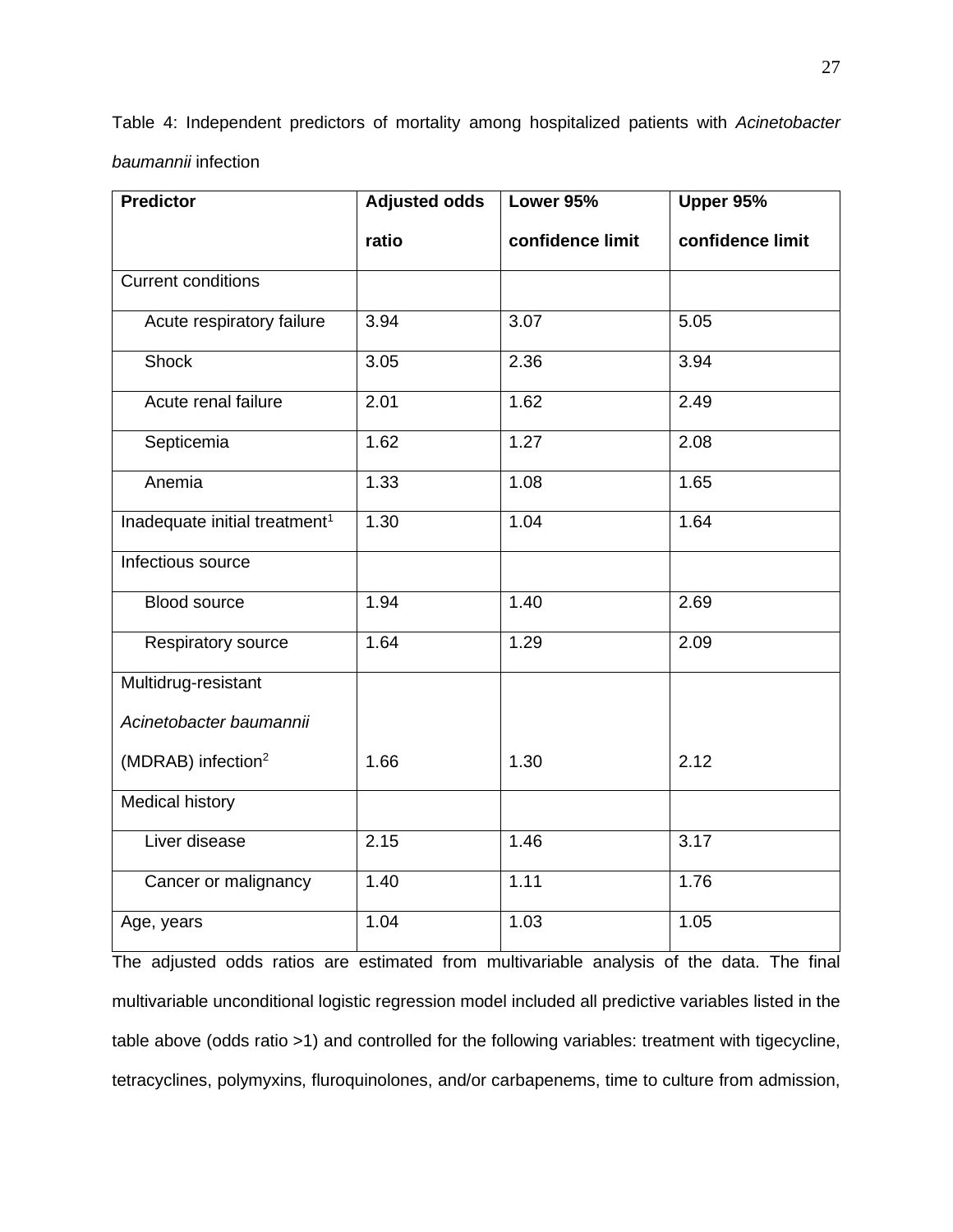Table 4: Independent predictors of mortality among hospitalized patients with *Acinetobacter baumannii* infection

| Predictor | Adjusted odds ratio | Lower 95% confidence limit | Upper 95% confidence limit |
|---|---|---|---|
| Current conditions | | | |
| Acute respiratory failure | 3.94 | 3.07 | 5.05 |
| Shock | 3.05 | 2.36 | 3.94 |
| Acute renal failure | 2.01 | 1.62 | 2.49 |
| Septicemia | 1.62 | 1.27 | 2.08 |
| Anemia | 1.33 | 1.08 | 1.65 |
| Inadequate initial treatment[1] | 1.30 | 1.04 | 1.64 |
| Infectious source | | | |
| Blood source | 1.94 | 1.40 | 2.69 |
| Respiratory source | 1.64 | 1.29 | 2.09 |
| Multidrug-resistant *Acinetobacter baumannii* (MDRAB) infection[2] | 1.66 | 1.30 | 2.12 |
| Medical history | | | |
| Liver disease | 2.15 | 1.46 | 3.17 |
| Cancer or malignancy | 1.40 | 1.11 | 1.76 |
| Age, years | 1.04 | 1.03 | 1.05 |

The adjusted odds ratios are estimated from multivariable analysis of the data. The final multivariable unconditional logistic regression model included all predictive variables listed in the table above (odds ratio >1) and controlled for the following variables: treatment with tigecycline, tetracyclines, polymyxins, fluroquinolones, and/or carbapenems, time to culture from admission,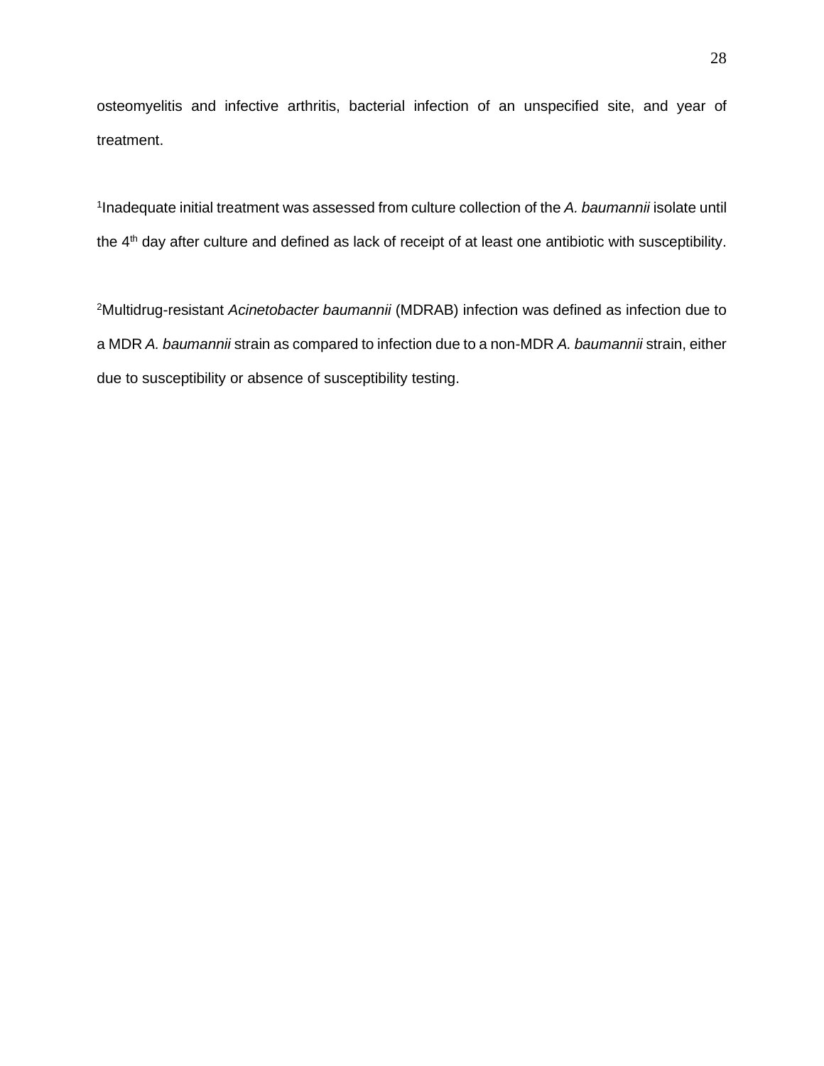osteomyelitis and infective arthritis, bacterial infection of an unspecified site, and year of treatment.

[1]Inadequate initial treatment was assessed from culture collection of the *A. baumannii* isolate until the 4th day after culture and defined as lack of receipt of at least one antibiotic with susceptibility.

[2]Multidrug-resistant *Acinetobacter baumannii* (MDRAB) infection was defined as infection due to a MDR *A. baumannii* strain as compared to infection due to a non-MDR *A. baumannii* strain, either due to susceptibility or absence of susceptibility testing.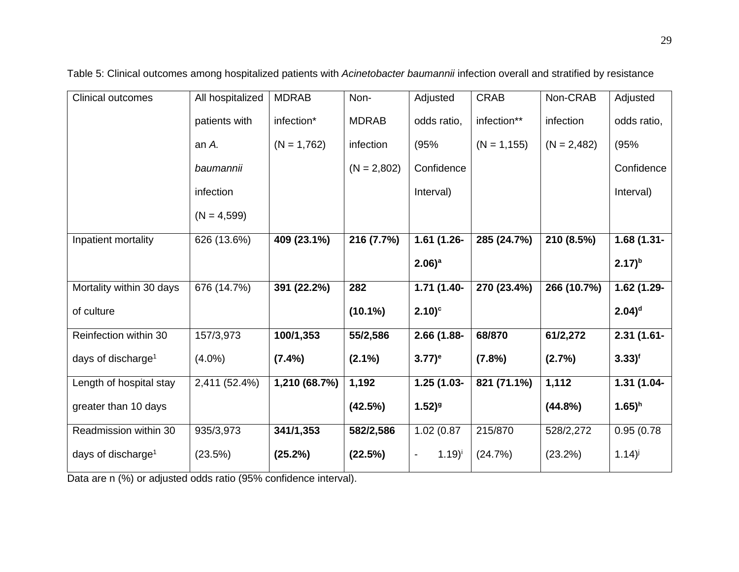Table 5: Clinical outcomes among hospitalized patients with *Acinetobacter baumannii* infection overall and stratified by resistance

| Clinical outcomes | All hospitalized patients with an *A. baumannii* infection (N = 4,599) | MDRAB infection* (N = 1,762) | Non-MDRAB infection (N = 2,802) | Adjusted odds ratio, (95% Confidence Interval) | CRAB infection** (N = 1,155) | Non-CRAB infection (N = 2,482) | Adjusted odds ratio, (95% Confidence Interval) |
|---|---|---|---|---|---|---|---|
| Inpatient mortality | 626 (13.6%) | **409 (23.1%)** | **216 (7.7%)** | **1.61 (1.26-2.06)[a]** | **285 (24.7%)** | **210 (8.5%)** | **1.68 (1.31-2.17)[b]** |
| Mortality within 30 days of culture | 676 (14.7%) | **391 (22.2%)** | **282 (10.1%)** | **1.71 (1.40-2.10)[c]** | **270 (23.4%)** | **266 (10.7%)** | **1.62 (1.29-2.04)[d]** |
| Reinfection within 30 days of discharge[1] | 157/3,973 (4.0%) | **100/1,353 (7.4%)** | **55/2,586 (2.1%)** | **2.66 (1.88-3.77)[e]** | **68/870 (7.8%)** | **61/2,272 (2.7%)** | **2.31 (1.61-3.33)[f]** |
| Length of hospital stay greater than 10 days | 2,411 (52.4%) | **1,210 (68.7%)** | **1,192 (42.5%)** | **1.25 (1.03-1.52)[g]** | **821 (71.1%)** | **1,112 (44.8%)** | **1.31 (1.04-1.65)[h]** |
| Readmission within 30 days of discharge[1] | 935/3,973 (23.5%) | **341/1,353 (25.2%)** | **582/2,586 (22.5%)** | 1.02 (0.87 - 1.19)[i] | 215/870 (24.7%) | 528/2,272 (23.2%) | 0.95 (0.78 1.14)[j] |

Data are n (%) or adjusted odds ratio (95% confidence interval).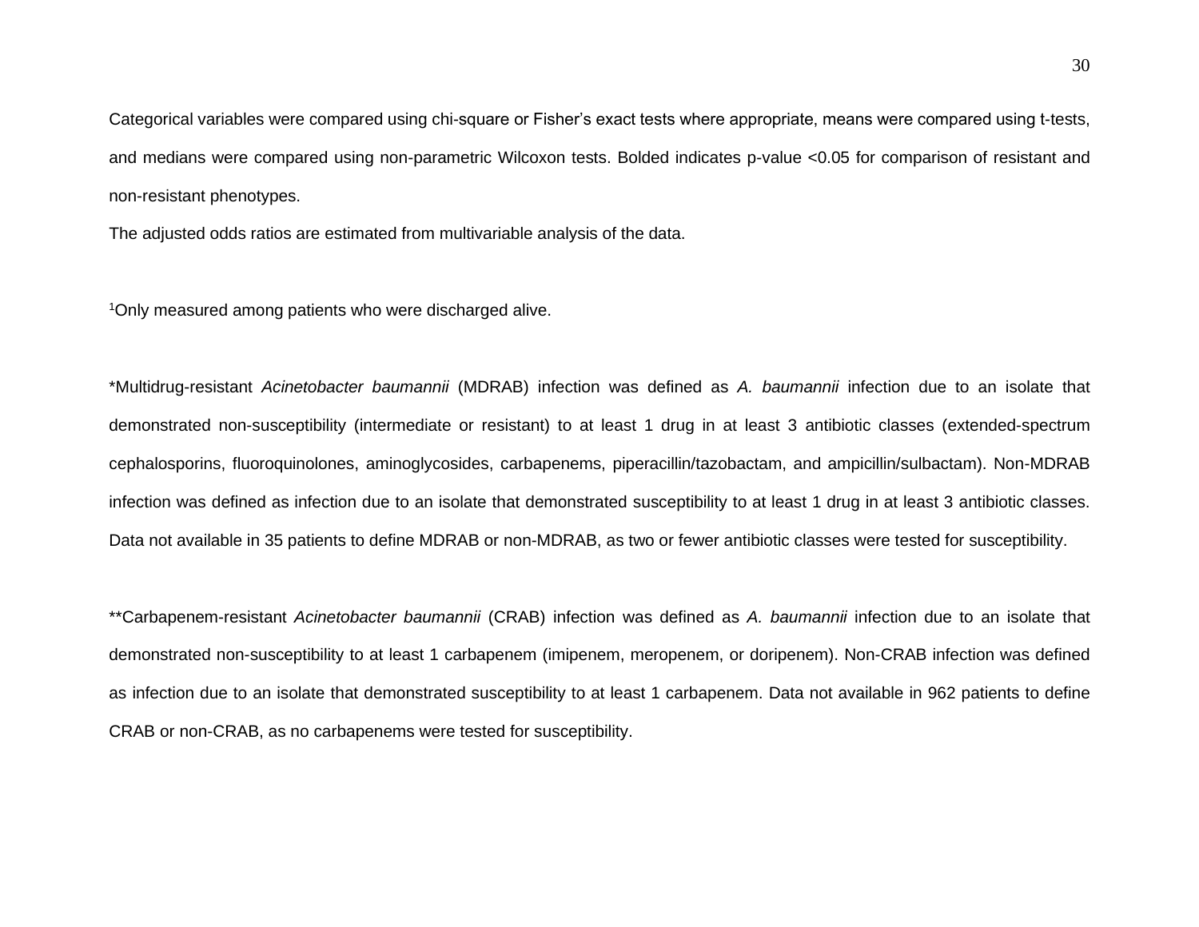Categorical variables were compared using chi-square or Fisher's exact tests where appropriate, means were compared using t-tests, and medians were compared using non-parametric Wilcoxon tests. Bolded indicates p-value <0.05 for comparison of resistant and non-resistant phenotypes.

The adjusted odds ratios are estimated from multivariable analysis of the data.

[1]Only measured among patients who were discharged alive.

*Multidrug-resistant *Acinetobacter baumannii* (MDRAB) infection was defined as *A. baumannii* infection due to an isolate that demonstrated non-susceptibility (intermediate or resistant) to at least 1 drug in at least 3 antibiotic classes (extended-spectrum cephalosporins, fluoroquinolones, aminoglycosides, carbapenems, piperacillin/tazobactam, and ampicillin/sulbactam). Non-MDRAB infection was defined as infection due to an isolate that demonstrated susceptibility to at least 1 drug in at least 3 antibiotic classes. Data not available in 35 patients to define MDRAB or non-MDRAB, as two or fewer antibiotic classes were tested for susceptibility.

**Carbapenem-resistant *Acinetobacter baumannii* (CRAB) infection was defined as *A. baumannii* infection due to an isolate that demonstrated non-susceptibility to at least 1 carbapenem (imipenem, meropenem, or doripenem). Non-CRAB infection was defined as infection due to an isolate that demonstrated susceptibility to at least 1 carbapenem. Data not available in 962 patients to define CRAB or non-CRAB, as no carbapenems were tested for susceptibility.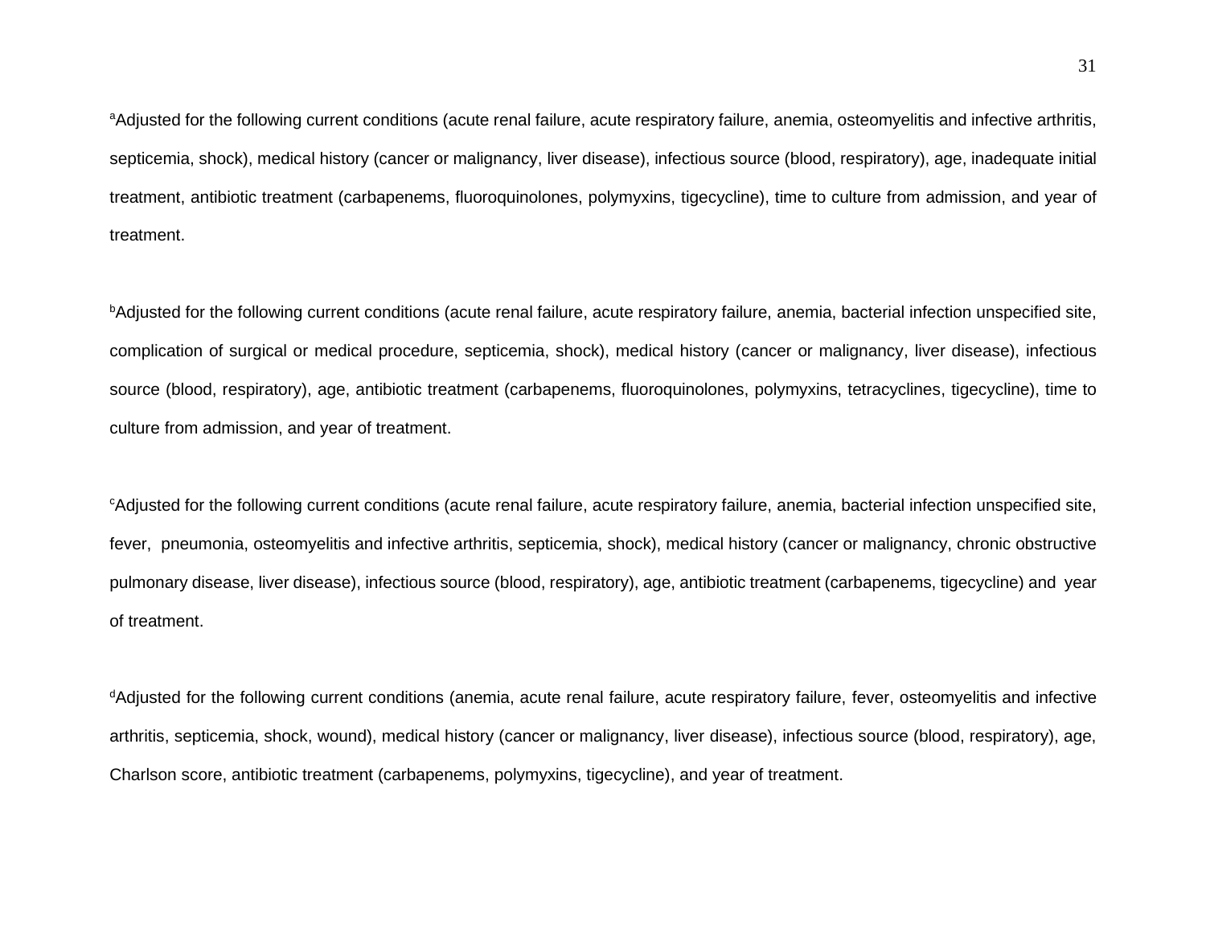[a]Adjusted for the following current conditions (acute renal failure, acute respiratory failure, anemia, osteomyelitis and infective arthritis, septicemia, shock), medical history (cancer or malignancy, liver disease), infectious source (blood, respiratory), age, inadequate initial treatment, antibiotic treatment (carbapenems, fluoroquinolones, polymyxins, tigecycline), time to culture from admission, and year of treatment.

[b]Adjusted for the following current conditions (acute renal failure, acute respiratory failure, anemia, bacterial infection unspecified site, complication of surgical or medical procedure, septicemia, shock), medical history (cancer or malignancy, liver disease), infectious source (blood, respiratory), age, antibiotic treatment (carbapenems, fluoroquinolones, polymyxins, tetracyclines, tigecycline), time to culture from admission, and year of treatment.

[c]Adjusted for the following current conditions (acute renal failure, acute respiratory failure, anemia, bacterial infection unspecified site, fever, pneumonia, osteomyelitis and infective arthritis, septicemia, shock), medical history (cancer or malignancy, chronic obstructive pulmonary disease, liver disease), infectious source (blood, respiratory), age, antibiotic treatment (carbapenems, tigecycline) and year of treatment.

[d]Adjusted for the following current conditions (anemia, acute renal failure, acute respiratory failure, fever, osteomyelitis and infective arthritis, septicemia, shock, wound), medical history (cancer or malignancy, liver disease), infectious source (blood, respiratory), age, Charlson score, antibiotic treatment (carbapenems, polymyxins, tigecycline), and year of treatment.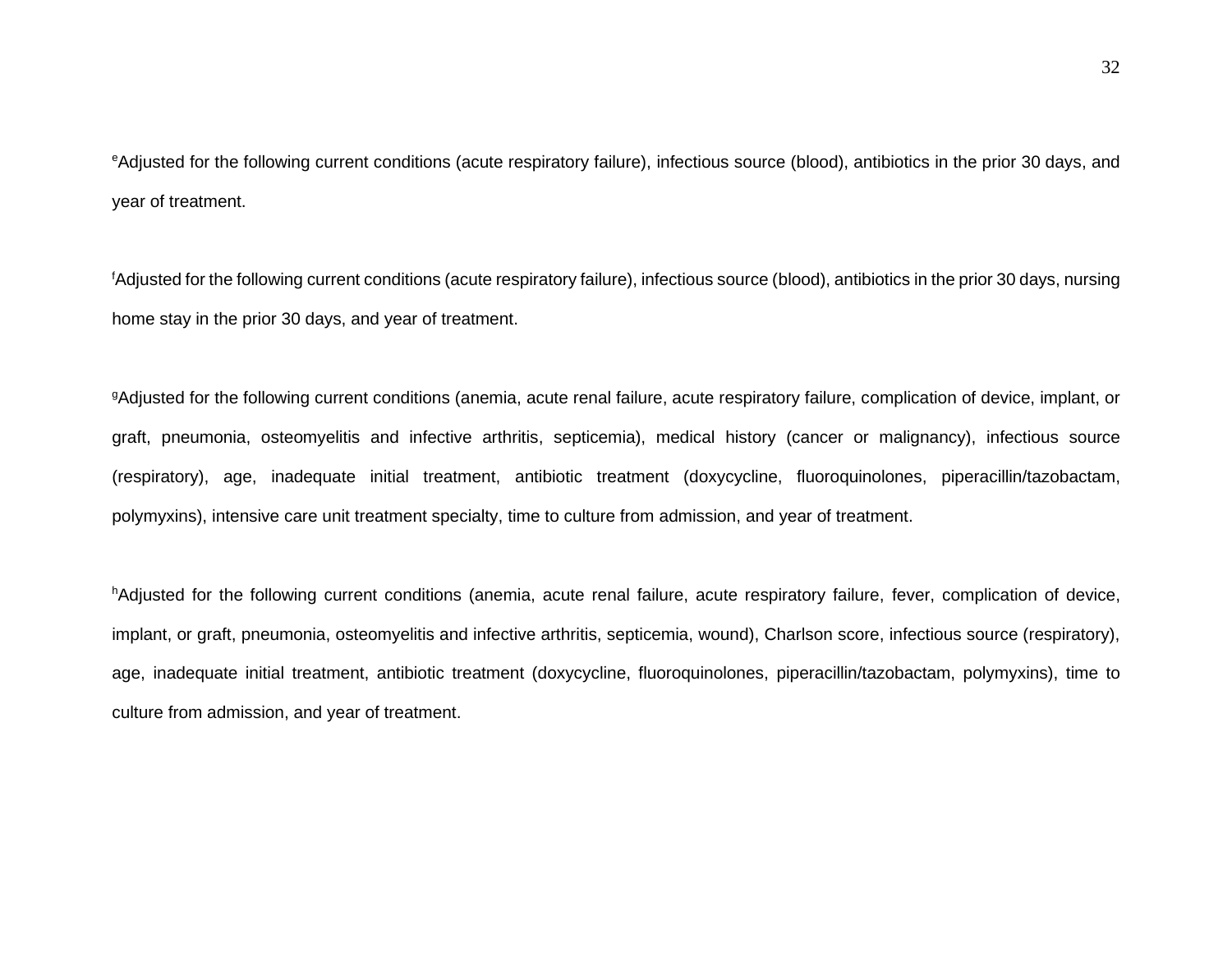[e]Adjusted for the following current conditions (acute respiratory failure), infectious source (blood), antibiotics in the prior 30 days, and year of treatment.

[f]Adjusted for the following current conditions (acute respiratory failure), infectious source (blood), antibiotics in the prior 30 days, nursing home stay in the prior 30 days, and year of treatment.

[g]Adjusted for the following current conditions (anemia, acute renal failure, acute respiratory failure, complication of device, implant, or graft, pneumonia, osteomyelitis and infective arthritis, septicemia), medical history (cancer or malignancy), infectious source (respiratory), age, inadequate initial treatment, antibiotic treatment (doxycycline, fluoroquinolones, piperacillin/tazobactam, polymyxins), intensive care unit treatment specialty, time to culture from admission, and year of treatment.

[h]Adjusted for the following current conditions (anemia, acute renal failure, acute respiratory failure, fever, complication of device, implant, or graft, pneumonia, osteomyelitis and infective arthritis, septicemia, wound), Charlson score, infectious source (respiratory), age, inadequate initial treatment, antibiotic treatment (doxycycline, fluoroquinolones, piperacillin/tazobactam, polymyxins), time to culture from admission, and year of treatment.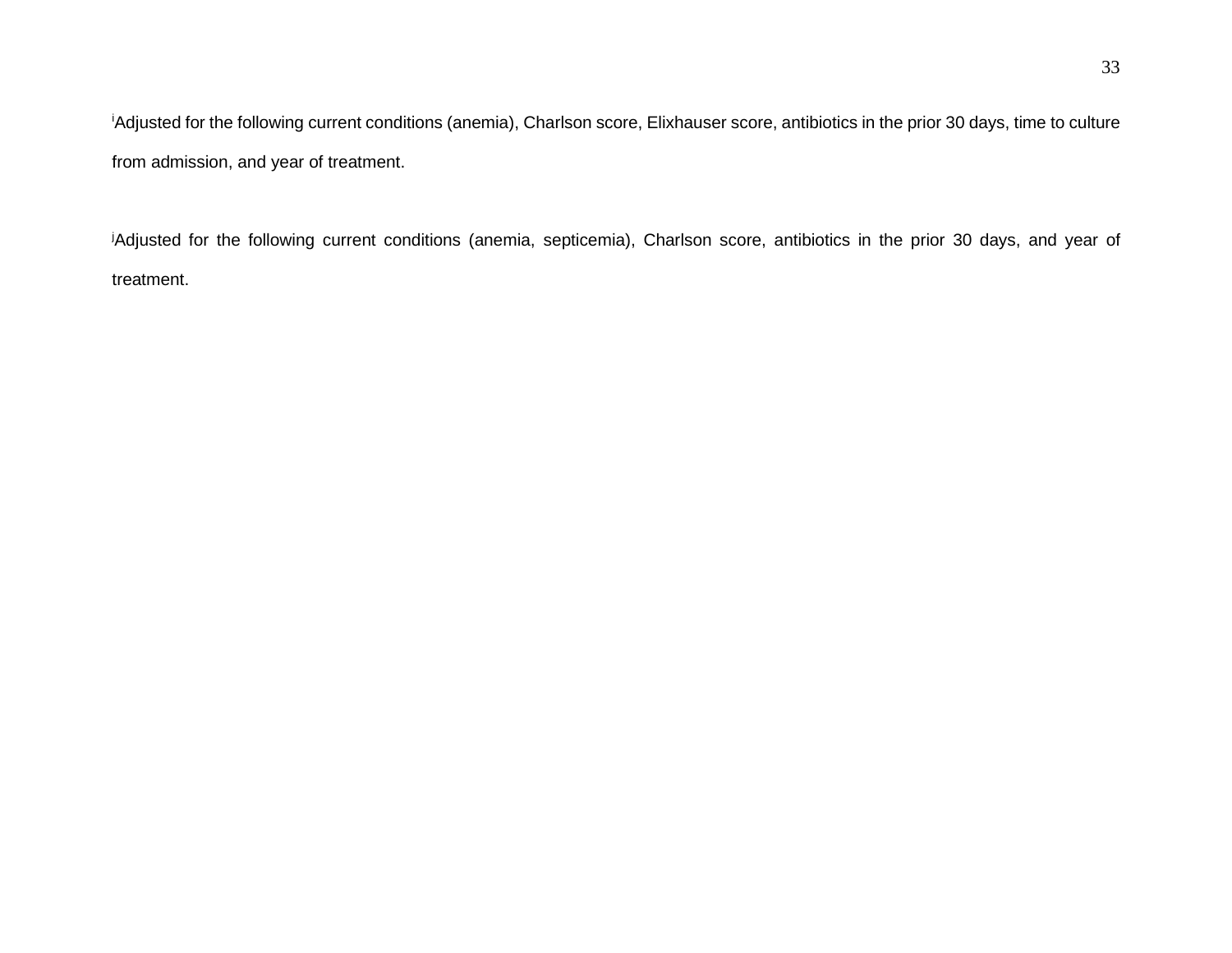[i]Adjusted for the following current conditions (anemia), Charlson score, Elixhauser score, antibiotics in the prior 30 days, time to culture from admission, and year of treatment.

[j]Adjusted for the following current conditions (anemia, septicemia), Charlson score, antibiotics in the prior 30 days, and year of treatment.